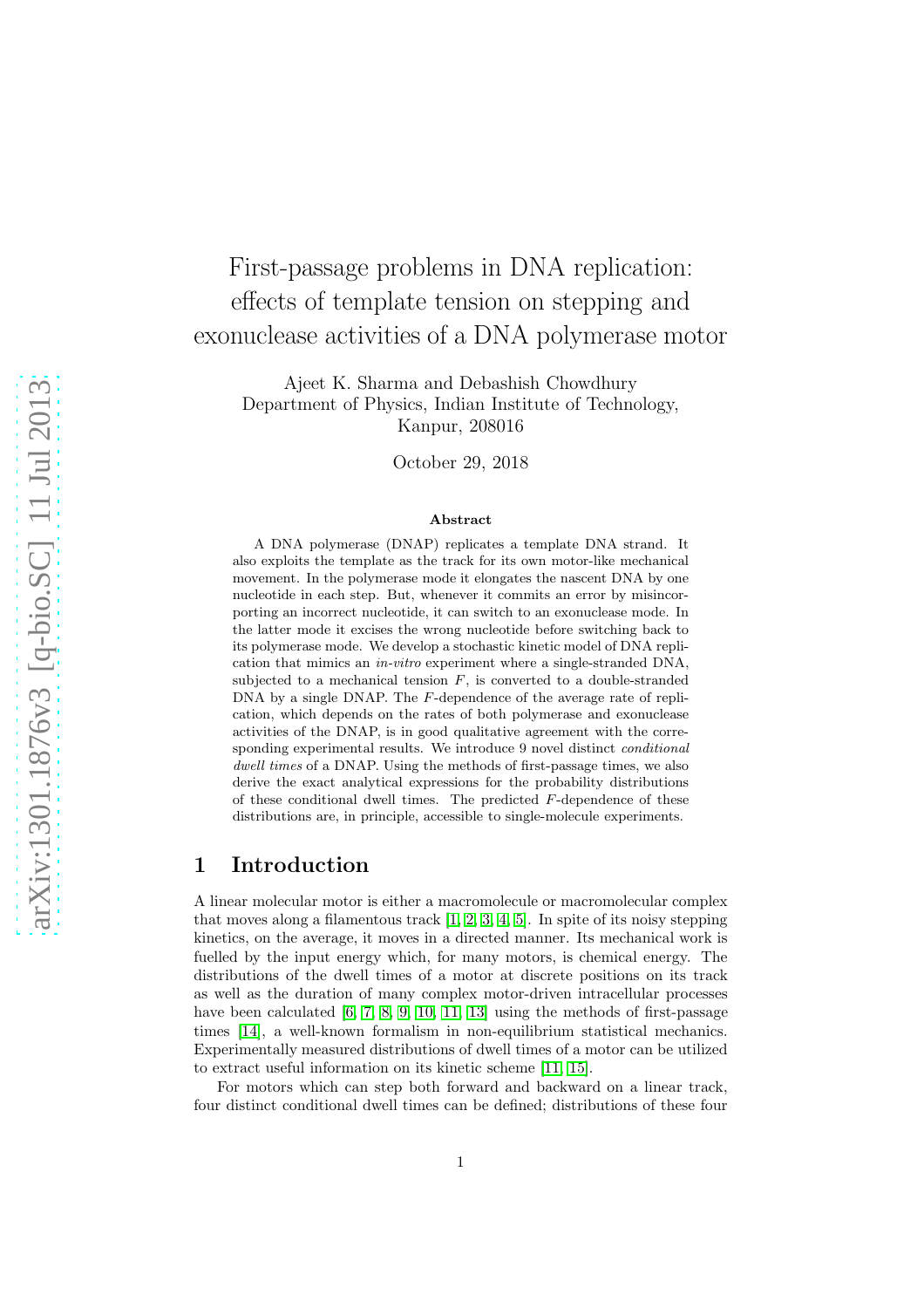# First-passage problems in DNA replication: effects of template tension on stepping and exonuclease activities of a DNA polymerase motor

Ajeet K. Sharma and Debashish Chowdhury
Department of Physics, Indian Institute of Technology, Kanpur, 208016

October 29, 2018

### Abstract

A DNA polymerase (DNAP) replicates a template DNA strand. It also exploits the template as the track for its own motor-like mechanical movement. In the polymerase mode it elongates the nascent DNA by one nucleotide in each step. But, whenever it commits an error by misincorporating an incorrect nucleotide, it can switch to an exonuclease mode. In the latter mode it excises the wrong nucleotide before switching back to its polymerase mode. We develop a stochastic kinetic model of DNA replication that mimics an *in-vitro* experiment where a single-stranded DNA, subjected to a mechanical tension $F$, is converted to a double-stranded DNA by a single DNAP. The $F$-dependence of the average rate of replication, which depends on the rates of both polymerase and exonuclease activities of the DNAP, is in good qualitative agreement with the corresponding experimental results. We introduce 9 novel distinct *conditional dwell times* of a DNAP. Using the methods of first-passage times, we also derive the exact analytical expressions for the probability distributions of these conditional dwell times. The predicted $F$-dependence of these distributions are, in principle, accessible to single-molecule experiments.

## 1 Introduction

A linear molecular motor is either a macromolecule or macromolecular complex that moves along a filamentous track [1, 2, 3, 4, 5]. In spite of its noisy stepping kinetics, on the average, it moves in a directed manner. Its mechanical work is fuelled by the input energy which, for many motors, is chemical energy. The distributions of the dwell times of a motor at discrete positions on its track as well as the duration of many complex motor-driven intracellular processes have been calculated [6, 7, 8, 9, 10, 11, 13] using the methods of first-passage times [14], a well-known formalism in non-equilibrium statistical mechanics. Experimentally measured distributions of dwell times of a motor can be utilized to extract useful information on its kinetic scheme [11, 15].

For motors which can step both forward and backward on a linear track, four distinct conditional dwell times can be defined; distributions of these four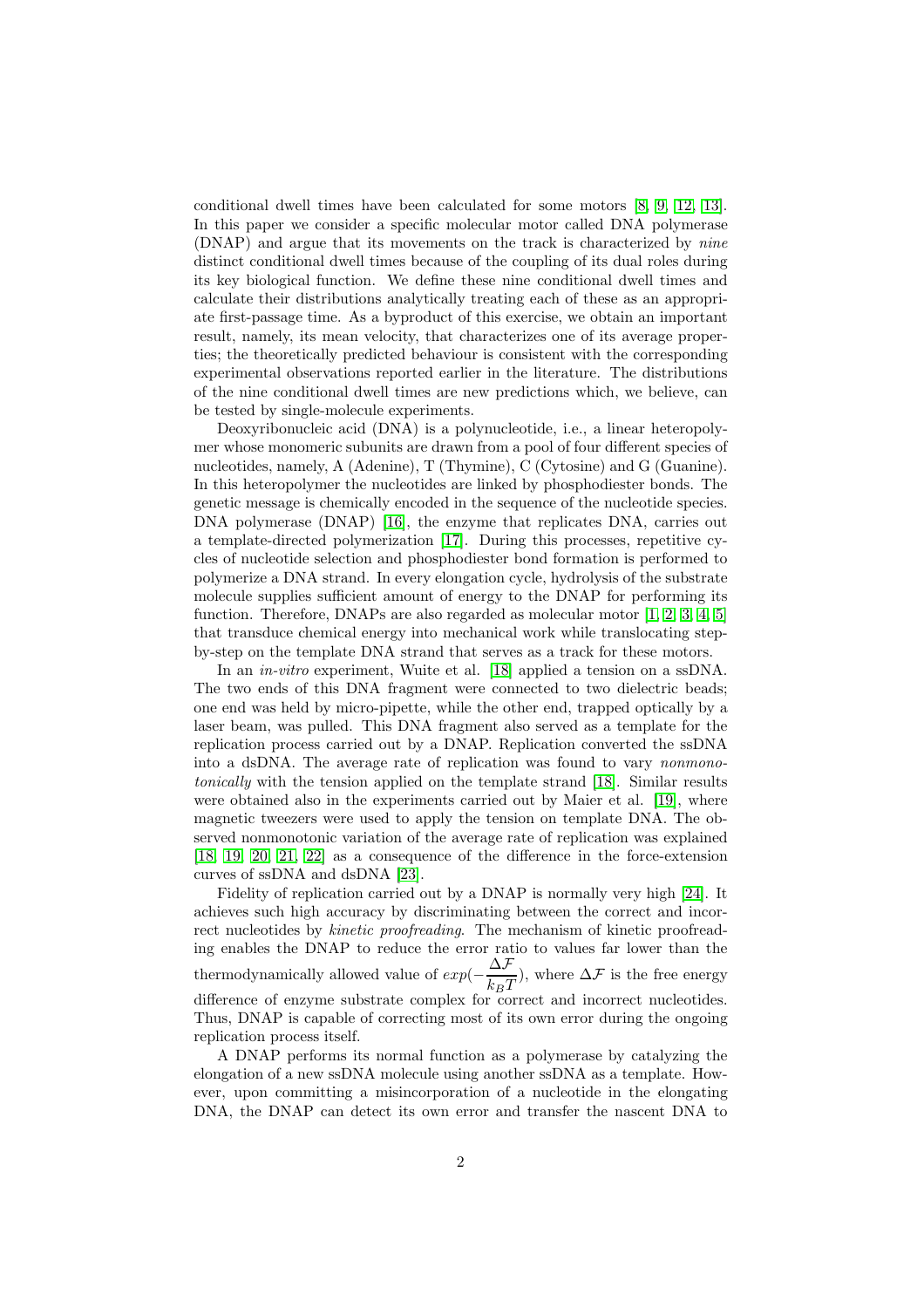conditional dwell times have been calculated for some motors [8, 9, 12, 13]. In this paper we consider a specific molecular motor called DNA polymerase (DNAP) and argue that its movements on the track is characterized by *nine* distinct conditional dwell times because of the coupling of its dual roles during its key biological function. We define these nine conditional dwell times and calculate their distributions analytically treating each of these as an appropriate first-passage time. As a byproduct of this exercise, we obtain an important result, namely, its mean velocity, that characterizes one of its average properties; the theoretically predicted behaviour is consistent with the corresponding experimental observations reported earlier in the literature. The distributions of the nine conditional dwell times are new predictions which, we believe, can be tested by single-molecule experiments.

Deoxyribonucleic acid (DNA) is a polynucleotide, i.e., a linear heteropolymer whose monomeric subunits are drawn from a pool of four different species of nucleotides, namely, A (Adenine), T (Thymine), C (Cytosine) and G (Guanine). In this heteropolymer the nucleotides are linked by phosphodiester bonds. The genetic message is chemically encoded in the sequence of the nucleotide species. DNA polymerase (DNAP) [16], the enzyme that replicates DNA, carries out a template-directed polymerization [17]. During this processes, repetitive cycles of nucleotide selection and phosphodiester bond formation is performed to polymerize a DNA strand. In every elongation cycle, hydrolysis of the substrate molecule supplies sufficient amount of energy to the DNAP for performing its function. Therefore, DNAPs are also regarded as molecular motor [1, 2, 3, 4, 5] that transduce chemical energy into mechanical work while translocating step-by-step on the template DNA strand that serves as a track for these motors.

In an *in-vitro* experiment, Wuite et al. [18] applied a tension on a ssDNA. The two ends of this DNA fragment were connected to two dielectric beads; one end was held by micro-pipette, while the other end, trapped optically by a laser beam, was pulled. This DNA fragment also served as a template for the replication process carried out by a DNAP. Replication converted the ssDNA into a dsDNA. The average rate of replication was found to vary *nonmonotonically* with the tension applied on the template strand [18]. Similar results were obtained also in the experiments carried out by Maier et al. [19], where magnetic tweezers were used to apply the tension on template DNA. The observed nonmonotonic variation of the average rate of replication was explained [18, 19, 20, 21, 22] as a consequence of the difference in the force-extension curves of ssDNA and dsDNA [23].

Fidelity of replication carried out by a DNAP is normally very high [24]. It achieves such high accuracy by discriminating between the correct and incorrect nucleotides by *kinetic proofreading*. The mechanism of kinetic proofreading enables the DNAP to reduce the error ratio to values far lower than the thermodynamically allowed value of $exp(-\frac{\Delta\mathcal{F}}{k_B T})$, where $\Delta\mathcal{F}$ is the free energy difference of enzyme substrate complex for correct and incorrect nucleotides. Thus, DNAP is capable of correcting most of its own error during the ongoing replication process itself.

A DNAP performs its normal function as a polymerase by catalyzing the elongation of a new ssDNA molecule using another ssDNA as a template. However, upon committing a misincorporation of a nucleotide in the elongating DNA, the DNAP can detect its own error and transfer the nascent DNA to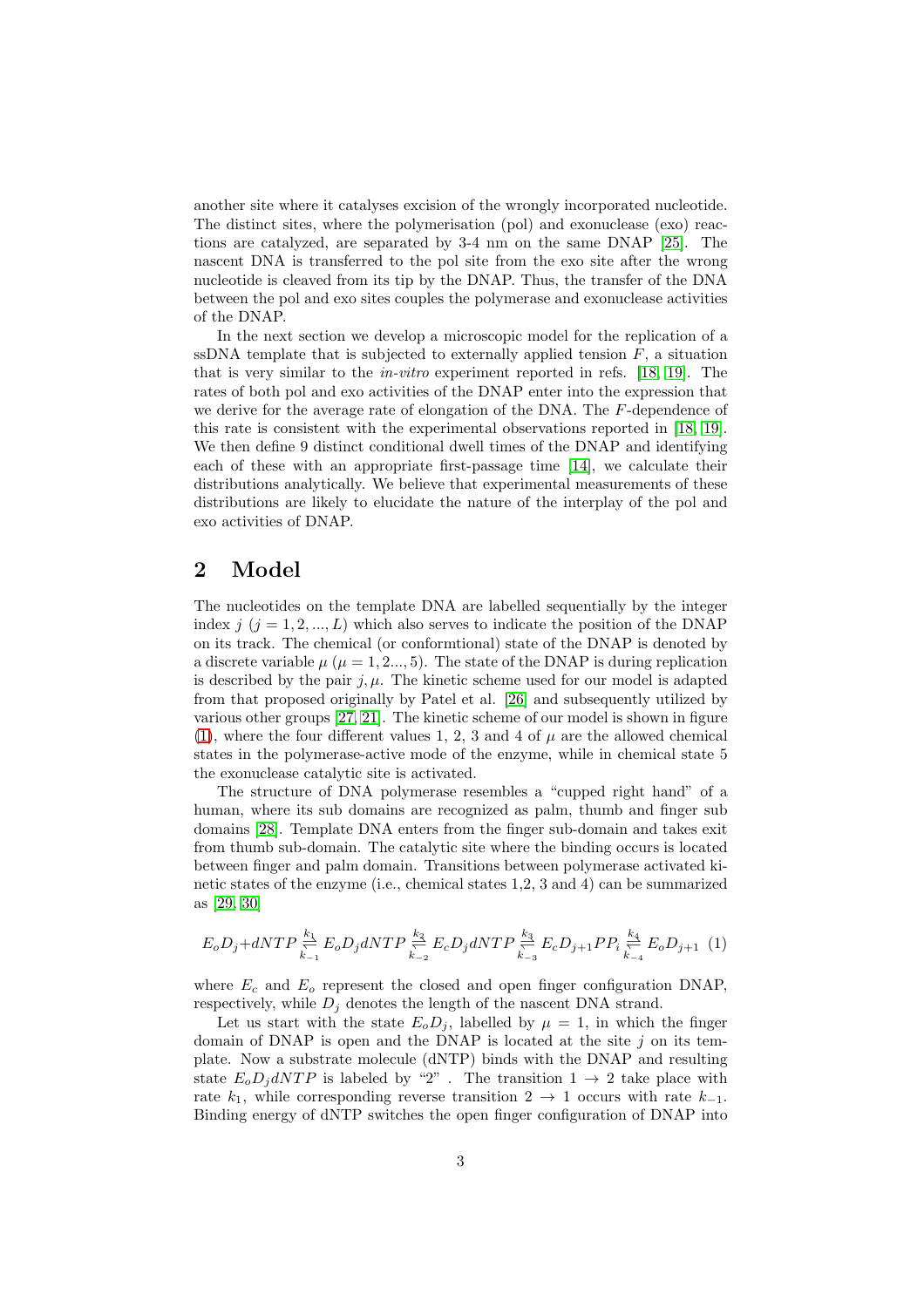another site where it catalyses excision of the wrongly incorporated nucleotide. The distinct sites, where the polymerisation (pol) and exonuclease (exo) reactions are catalyzed, are separated by 3-4 nm on the same DNAP [25]. The nascent DNA is transferred to the pol site from the exo site after the wrong nucleotide is cleaved from its tip by the DNAP. Thus, the transfer of the DNA between the pol and exo sites couples the polymerase and exonuclease activities of the DNAP.

In the next section we develop a microscopic model for the replication of a ssDNA template that is subjected to externally applied tension $F$, a situation that is very similar to the *in-vitro* experiment reported in refs. [18, 19]. The rates of both pol and exo activities of the DNAP enter into the expression that we derive for the average rate of elongation of the DNA. The $F$-dependence of this rate is consistent with the experimental observations reported in [18, 19]. We then define 9 distinct conditional dwell times of the DNAP and identifying each of these with an appropriate first-passage time [14], we calculate their distributions analytically. We believe that experimental measurements of these distributions are likely to elucidate the nature of the interplay of the pol and exo activities of DNAP.

## 2 Model

The nucleotides on the template DNA are labelled sequentially by the integer index $j$ ($j = 1, 2, ..., L$) which also serves to indicate the position of the DNAP on its track. The chemical (or conformtional) state of the DNAP is denoted by a discrete variable $\mu$ ($\mu = 1, 2..., 5$). The state of the DNAP is during replication is described by the pair $j, \mu$. The kinetic scheme used for our model is adapted from that proposed originally by Patel et al. [26] and subsequently utilized by various other groups [27, 21]. The kinetic scheme of our model is shown in figure (1), where the four different values 1, 2, 3 and 4 of $\mu$ are the allowed chemical states in the polymerase-active mode of the enzyme, while in chemical state 5 the exonuclease catalytic site is activated.

The structure of DNA polymerase resembles a "cupped right hand" of a human, where its sub domains are recognized as palm, thumb and finger sub domains [28]. Template DNA enters from the finger sub-domain and takes exit from thumb sub-domain. The catalytic site where the binding occurs is located between finger and palm domain. Transitions between polymerase activated kinetic states of the enzyme (i.e., chemical states 1,2, 3 and 4) can be summarized as [29, 30]

$$E_oD_j + dNTP \underset{k_{-1}}{\overset{k_1}{\rightleftharpoons}} E_oD_j dNTP \underset{k_{-2}}{\overset{k_2}{\rightleftharpoons}} E_cD_j dNTP \underset{k_{-3}}{\overset{k_3}{\rightleftharpoons}} E_cD_{j+1}PP_i \underset{k_{-4}}{\overset{k_4}{\rightleftharpoons}} E_oD_{j+1} \quad (1)$$

where $E_c$ and $E_o$ represent the closed and open finger configuration DNAP, respectively, while $D_j$ denotes the length of the nascent DNA strand.

Let us start with the state $E_oD_j$, labelled by $\mu = 1$, in which the finger domain of DNAP is open and the DNAP is located at the site $j$ on its template. Now a substrate molecule (dNTP) binds with the DNAP and resulting state $E_oD_jdNTP$ is labeled by "2" . The transition $1 \to 2$ take place with rate $k_1$, while corresponding reverse transition $2 \to 1$ occurs with rate $k_{-1}$. Binding energy of dNTP switches the open finger configuration of DNAP into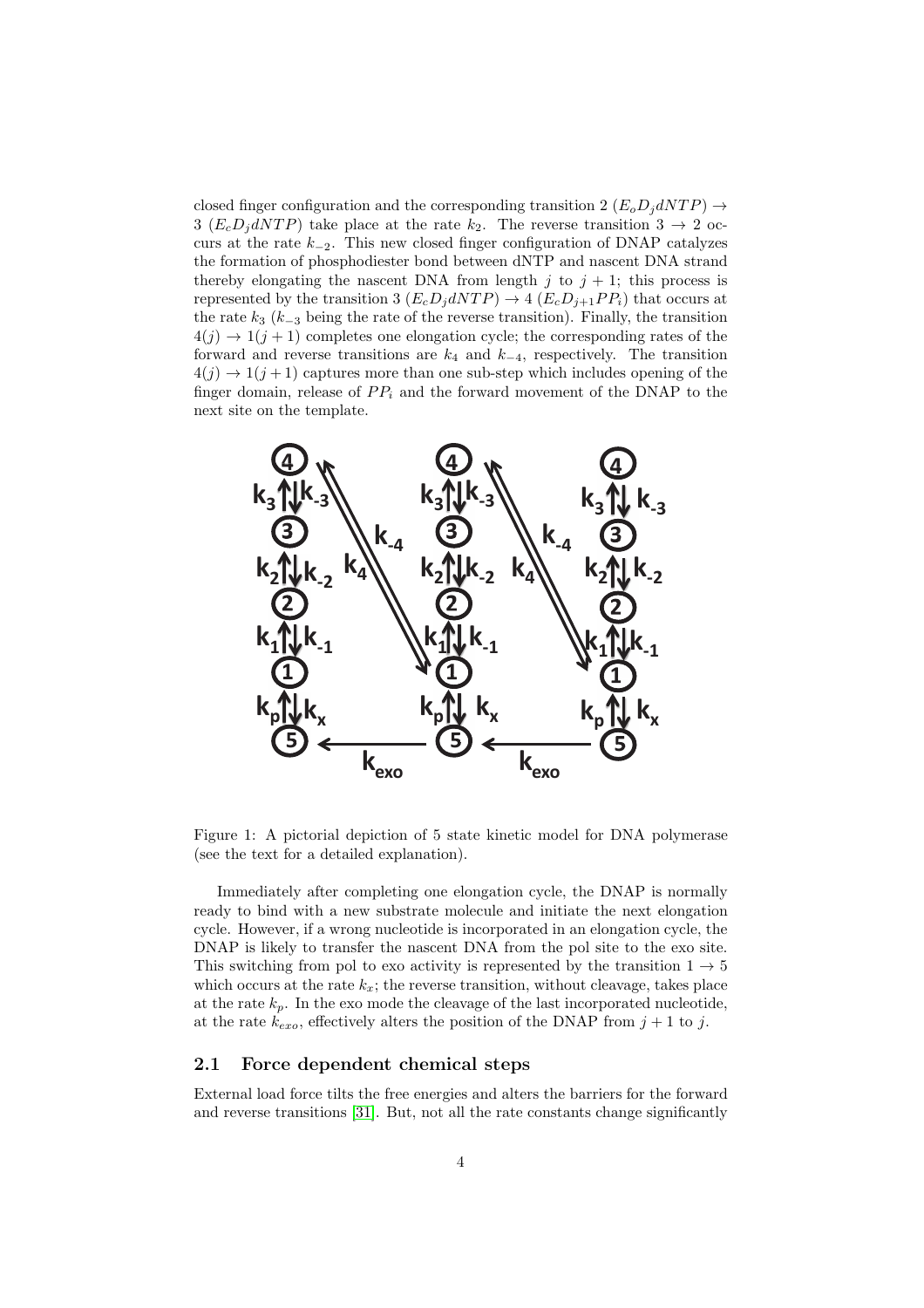closed finger configuration and the corresponding transition 2 ($E_oD_jdNTP$) $\rightarrow$ 3 ($E_cD_jdNTP$) take place at the rate $k_2$. The reverse transition $3 \rightarrow 2$ occurs at the rate $k_{-2}$. This new closed finger configuration of DNAP catalyzes the formation of phosphodiester bond between dNTP and nascent DNA strand thereby elongating the nascent DNA from length $j$ to $j+1$; this process is represented by the transition 3 ($E_cD_jdNTP$) $\rightarrow$ 4 ($E_cD_{j+1}PP_i$) that occurs at the rate $k_3$ ($k_{-3}$ being the rate of the reverse transition). Finally, the transition $4(j) \rightarrow 1(j+1)$ completes one elongation cycle; the corresponding rates of the forward and reverse transitions are $k_4$ and $k_{-4}$, respectively. The transition $4(j) \rightarrow 1(j+1)$ captures more than one sub-step which includes opening of the finger domain, release of $PP_i$ and the forward movement of the DNAP to the next site on the template.

Figure 1: A pictorial depiction of 5 state kinetic model for DNA polymerase (see the text for a detailed explanation).

Immediately after completing one elongation cycle, the DNAP is normally ready to bind with a new substrate molecule and initiate the next elongation cycle. However, if a wrong nucleotide is incorporated in an elongation cycle, the DNAP is likely to transfer the nascent DNA from the pol site to the exo site. This switching from pol to exo activity is represented by the transition $1 \rightarrow 5$ which occurs at the rate $k_x$; the reverse transition, without cleavage, takes place at the rate $k_p$. In the exo mode the cleavage of the last incorporated nucleotide, at the rate $k_{exo}$, effectively alters the position of the DNAP from $j+1$ to $j$.

### 2.1 Force dependent chemical steps

External load force tilts the free energies and alters the barriers for the forward and reverse transitions [31]. But, not all the rate constants change significantly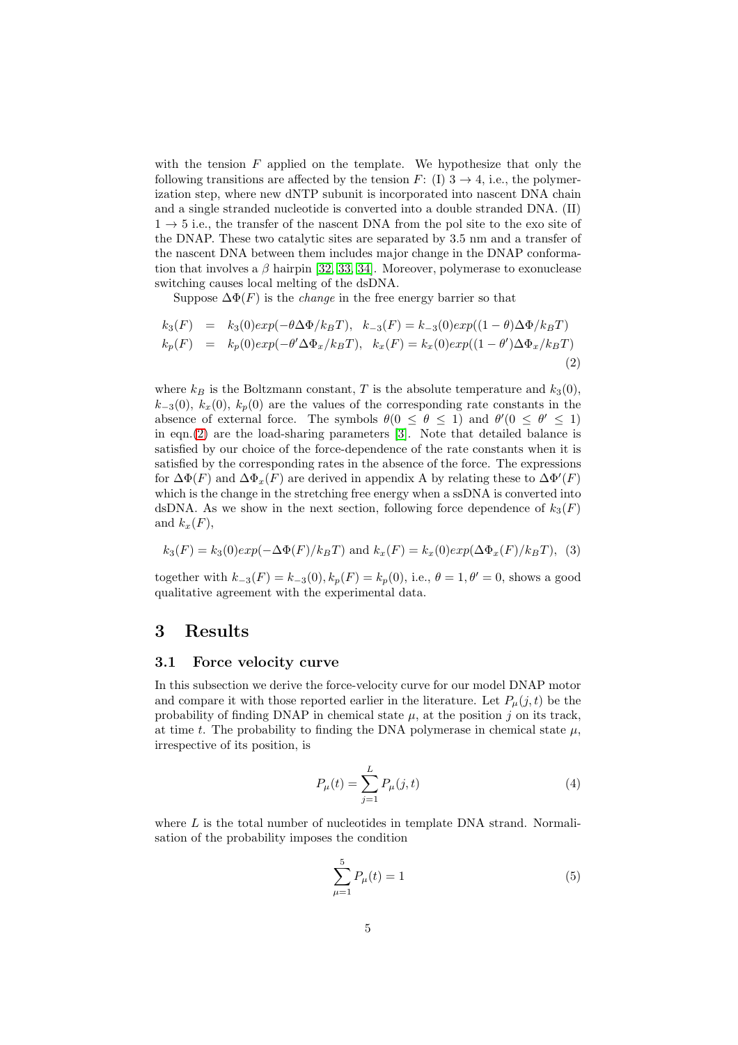with the tension $F$ applied on the template. We hypothesize that only the following transitions are affected by the tension $F$: (I) $3 \rightarrow 4$, i.e., the polymerization step, where new dNTP subunit is incorporated into nascent DNA chain and a single stranded nucleotide is converted into a double stranded DNA. (II) $1 \rightarrow 5$ i.e., the transfer of the nascent DNA from the pol site to the exo site of the DNAP. These two catalytic sites are separated by 3.5 nm and a transfer of the nascent DNA between them includes major change in the DNAP conformation that involves a $\beta$ hairpin [32, 33, 34]. Moreover, polymerase to exonuclease switching causes local melting of the dsDNA.

Suppose $\Delta\Phi(F)$ is the *change* in the free energy barrier so that

$$
\begin{aligned}
k_3(F) &= k_3(0)exp(-\theta\Delta\Phi/k_BT), \quad k_{-3}(F) = k_{-3}(0)exp((1-\theta)\Delta\Phi/k_BT) \\
k_p(F) &= k_p(0)exp(-\theta'\Delta\Phi_x/k_BT), \quad k_x(F) = k_x(0)exp((1-\theta')\Delta\Phi_x/k_BT)
\end{aligned} \tag{2}
$$

where $k_B$ is the Boltzmann constant, $T$ is the absolute temperature and $k_3(0)$, $k_{-3}(0)$, $k_x(0)$, $k_p(0)$ are the values of the corresponding rate constants in the absence of external force. The symbols $\theta(0 \leq \theta \leq 1)$ and $\theta'(0 \leq \theta' \leq 1)$ in eqn.(2) are the load-sharing parameters [3]. Note that detailed balance is satisfied by our choice of the force-dependence of the rate constants when it is satisfied by the corresponding rates in the absence of the force. The expressions for $\Delta\Phi(F)$ and $\Delta\Phi_x(F)$ are derived in appendix A by relating these to $\Delta\Phi'(F)$ which is the change in the stretching free energy when a ssDNA is converted into dsDNA. As we show in the next section, following force dependence of $k_3(F)$ and $k_x(F)$,

$$
k_3(F) = k_3(0)exp(-\Delta\Phi(F)/k_BT) \text{ and } k_x(F) = k_x(0)exp(\Delta\Phi_x(F)/k_BT), \tag{3}
$$

together with $k_{-3}(F) = k_{-3}(0), k_p(F) = k_p(0)$, i.e., $\theta = 1, \theta' = 0$, shows a good qualitative agreement with the experimental data.

# 3 Results

## 3.1 Force velocity curve

In this subsection we derive the force-velocity curve for our model DNAP motor and compare it with those reported earlier in the literature. Let $P_\mu(j,t)$ be the probability of finding DNAP in chemical state $\mu$, at the position $j$ on its track, at time $t$. The probability to finding the DNA polymerase in chemical state $\mu$, irrespective of its position, is

$$
P_\mu(t) = \sum_{j=1}^{L} P_\mu(j,t) \tag{4}
$$

where $L$ is the total number of nucleotides in template DNA strand. Normalisation of the probability imposes the condition

$$
\sum_{\mu=1}^{5} P_\mu(t) = 1 \tag{5}
$$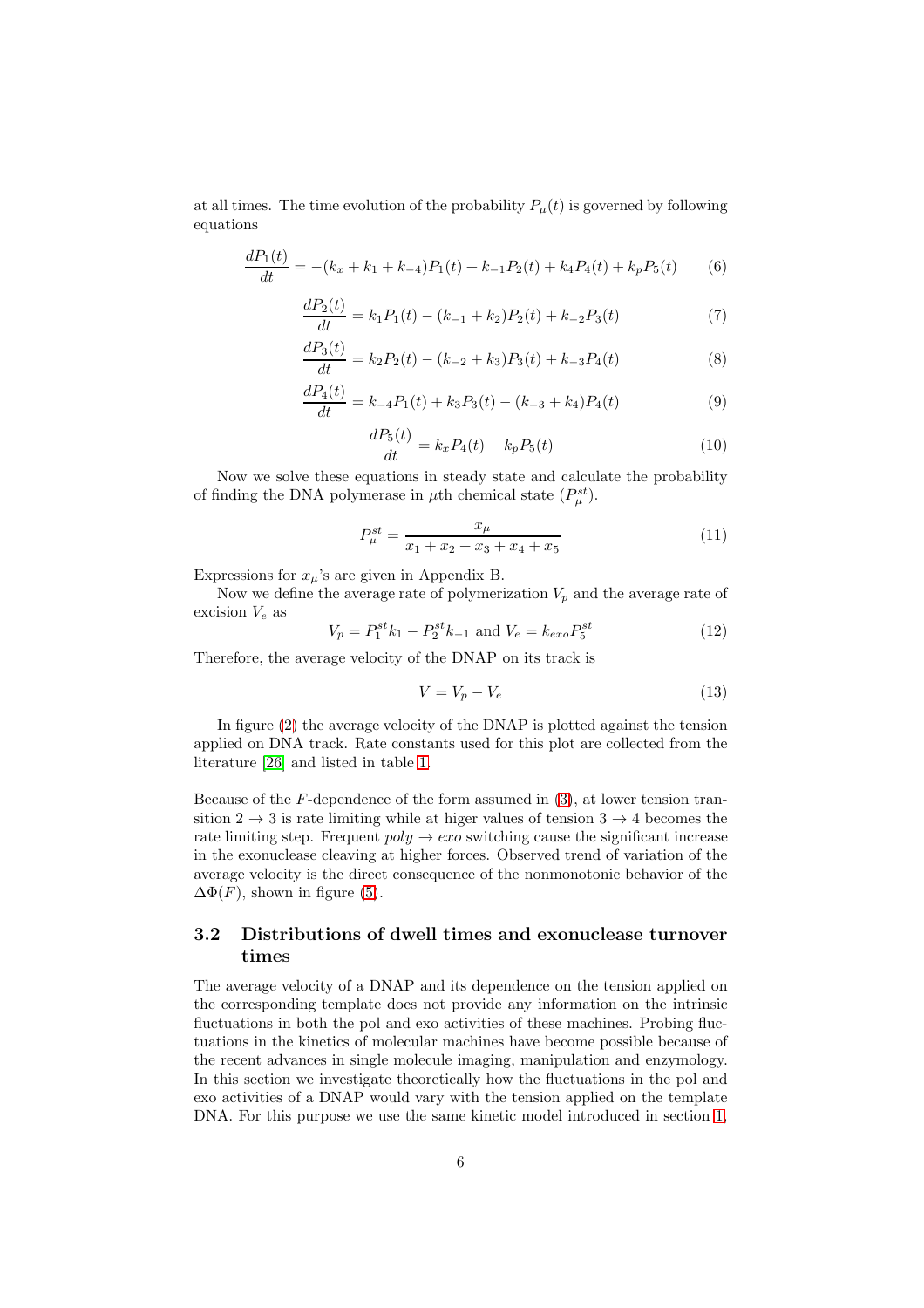at all times. The time evolution of the probability $P_\mu(t)$ is governed by following equations

$$\frac{dP_1(t)}{dt} = -(k_x + k_1 + k_{-4})P_1(t) + k_{-1}P_2(t) + k_4P_4(t) + k_pP_5(t) \tag{6}$$

$$\frac{dP_2(t)}{dt} = k_1P_1(t) - (k_{-1} + k_2)P_2(t) + k_{-2}P_3(t) \tag{7}$$

$$\frac{dP_3(t)}{dt} = k_2P_2(t) - (k_{-2} + k_3)P_3(t) + k_{-3}P_4(t) \tag{8}$$

$$\frac{dP_4(t)}{dt} = k_{-4}P_1(t) + k_3P_3(t) - (k_{-3} + k_4)P_4(t) \tag{9}$$

$$\frac{dP_5(t)}{dt} = k_xP_4(t) - k_pP_5(t) \tag{10}$$

Now we solve these equations in steady state and calculate the probability of finding the DNA polymerase in $\mu$th chemical state ($P_\mu^{st}$).

$$P_\mu^{st} = \frac{x_\mu}{x_1 + x_2 + x_3 + x_4 + x_5} \tag{11}$$

Expressions for $x_\mu$'s are given in Appendix B.

Now we define the average rate of polymerization $V_p$ and the average rate of excision $V_e$ as

$$V_p = P_1^{st}k_1 - P_2^{st}k_{-1} \text{ and } V_e = k_{exo}P_5^{st} \tag{12}$$

Therefore, the average velocity of the DNAP on its track is

$$V = V_p - V_e \tag{13}$$

In figure (2) the average velocity of the DNAP is plotted against the tension applied on DNA track. Rate constants used for this plot are collected from the literature [26] and listed in table 1.

Because of the $F$-dependence of the form assumed in (3), at lower tension transition $2 \to 3$ is rate limiting while at higer values of tension $3 \to 4$ becomes the rate limiting step. Frequent $poly \to exo$ switching cause the significant increase in the exonuclease cleaving at higher forces. Observed trend of variation of the average velocity is the direct consequence of the nonmonotonic behavior of the $\Delta\Phi(F)$, shown in figure (5).

## 3.2 Distributions of dwell times and exonuclease turnover times

The average velocity of a DNAP and its dependence on the tension applied on the corresponding template does not provide any information on the intrinsic fluctuations in both the pol and exo activities of these machines. Probing fluctuations in the kinetics of molecular machines have become possible because of the recent advances in single molecule imaging, manipulation and enzymology. In this section we investigate theoretically how the fluctuations in the pol and exo activities of a DNAP would vary with the tension applied on the template DNA. For this purpose we use the same kinetic model introduced in section 1.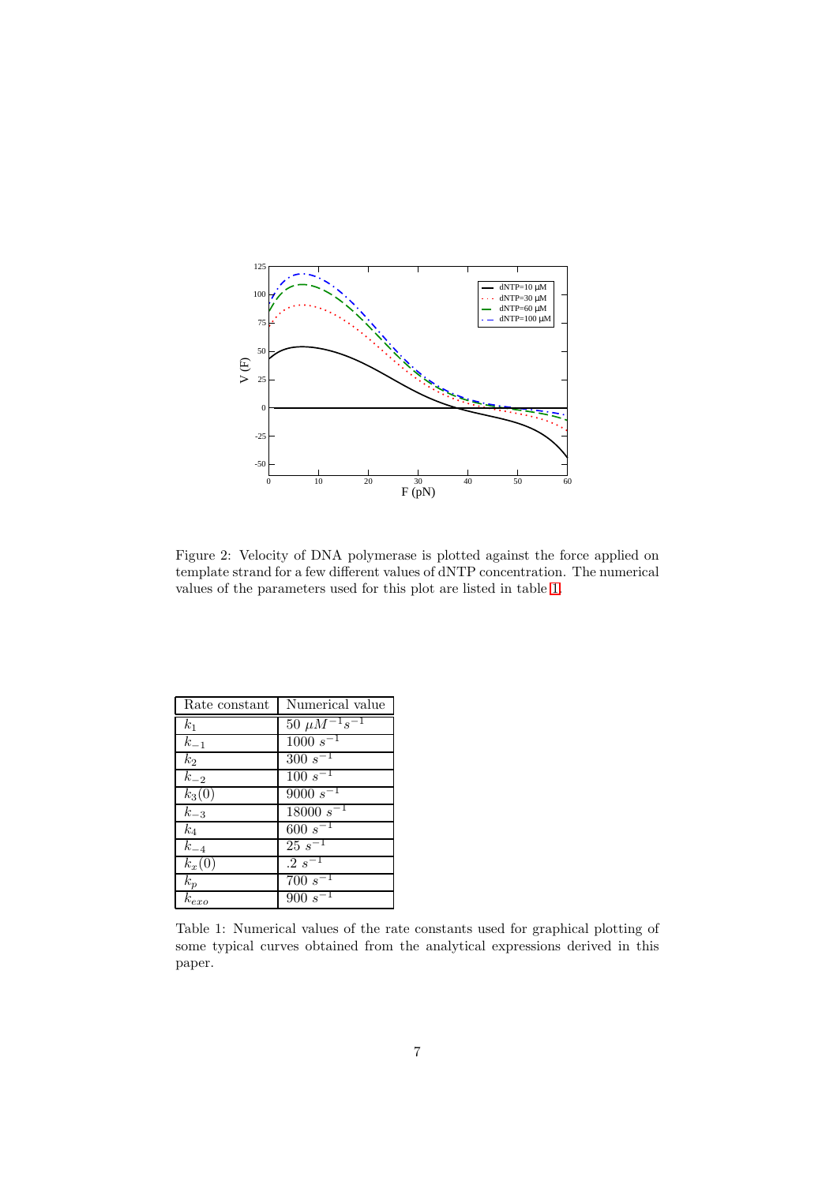Figure 2: Velocity of DNA polymerase is plotted against the force applied on template strand for a few different values of dNTP concentration. The numerical values of the parameters used for this plot are listed in table 1.

| Rate constant | Numerical value |
|---|---|
| $k_1$ | $50\ \mu M^{-1} s^{-1}$ |
| $k_{-1}$ | $1000\ s^{-1}$ |
| $k_2$ | $300\ s^{-1}$ |
| $k_{-2}$ | $100\ s^{-1}$ |
| $k_3(0)$ | $9000\ s^{-1}$ |
| $k_{-3}$ | $18000\ s^{-1}$ |
| $k_4$ | $600\ s^{-1}$ |
| $k_{-4}$ | $25\ s^{-1}$ |
| $k_x(0)$ | $.2\ s^{-1}$ |
| $k_p$ | $700\ s^{-1}$ |
| $k_{exo}$ | $900\ s^{-1}$ |

Table 1: Numerical values of the rate constants used for graphical plotting of some typical curves obtained from the analytical expressions derived in this paper.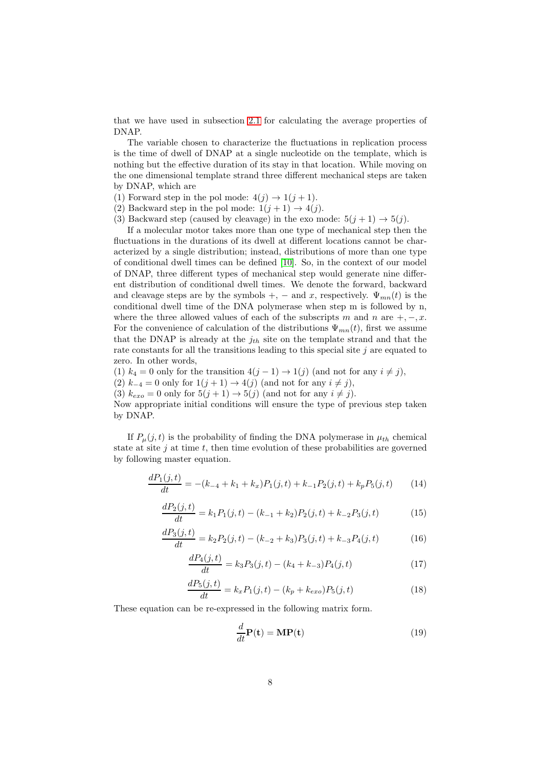that we have used in subsection 2.1 for calculating the average properties of DNAP.

The variable chosen to characterize the fluctuations in replication process is the time of dwell of DNAP at a single nucleotide on the template, which is nothing but the effective duration of its stay in that location. While moving on the one dimensional template strand three different mechanical steps are taken by DNAP, which are

(1) Forward step in the pol mode: $4(j) \rightarrow 1(j+1)$.
(2) Backward step in the pol mode: $1(j+1) \rightarrow 4(j)$.
(3) Backward step (caused by cleavage) in the exo mode: $5(j+1) \rightarrow 5(j)$.

If a molecular motor takes more than one type of mechanical step then the fluctuations in the durations of its dwell at different locations cannot be characterized by a single distribution; instead, distributions of more than one type of conditional dwell times can be defined [10]. So, in the context of our model of DNAP, three different types of mechanical step would generate nine different distribution of conditional dwell times. We denote the forward, backward and cleavage steps are by the symbols $+$, $-$ and $x$, respectively. $\Psi_{mn}(t)$ is the conditional dwell time of the DNA polymerase when step m is followed by n, where the three allowed values of each of the subscripts $m$ and $n$ are $+, -, x$. For the convenience of calculation of the distributions $\Psi_{mn}(t)$, first we assume that the DNAP is already at the $j_{th}$ site on the template strand and that the rate constants for all the transitions leading to this special site $j$ are equated to zero. In other words,

(1) $k_4 = 0$ only for the transition $4(j-1) \rightarrow 1(j)$ (and not for any $i \neq j$),
(2) $k_{-4} = 0$ only for $1(j+1) \rightarrow 4(j)$ (and not for any $i \neq j$),
(3) $k_{exo} = 0$ only for $5(j+1) \rightarrow 5(j)$ (and not for any $i \neq j$).

Now appropriate initial conditions will ensure the type of previous step taken by DNAP.

If $P_\mu(j,t)$ is the probability of finding the DNA polymerase in $\mu_{th}$ chemical state at site $j$ at time $t$, then time evolution of these probabilities are governed by following master equation.

$$\frac{dP_1(j,t)}{dt} = -(k_{-4} + k_1 + k_x)P_1(j,t) + k_{-1}P_2(j,t) + k_p P_5(j,t) \tag{14}$$

$$\frac{dP_2(j,t)}{dt} = k_1 P_1(j,t) - (k_{-1} + k_2)P_2(j,t) + k_{-2}P_3(j,t) \tag{15}$$

$$\frac{dP_3(j,t)}{dt} = k_2 P_2(j,t) - (k_{-2} + k_3)P_3(j,t) + k_{-3}P_4(j,t) \tag{16}$$

$$\frac{dP_4(j,t)}{dt} = k_3 P_3(j,t) - (k_4 + k_{-3})P_4(j,t) \tag{17}$$

$$\frac{dP_5(j,t)}{dt} = k_x P_1(j,t) - (k_p + k_{exo})P_5(j,t) \tag{18}$$

These equation can be re-expressed in the following matrix form.

$$\frac{d}{dt}\mathbf{P(t)} = \mathbf{MP(t)} \tag{19}$$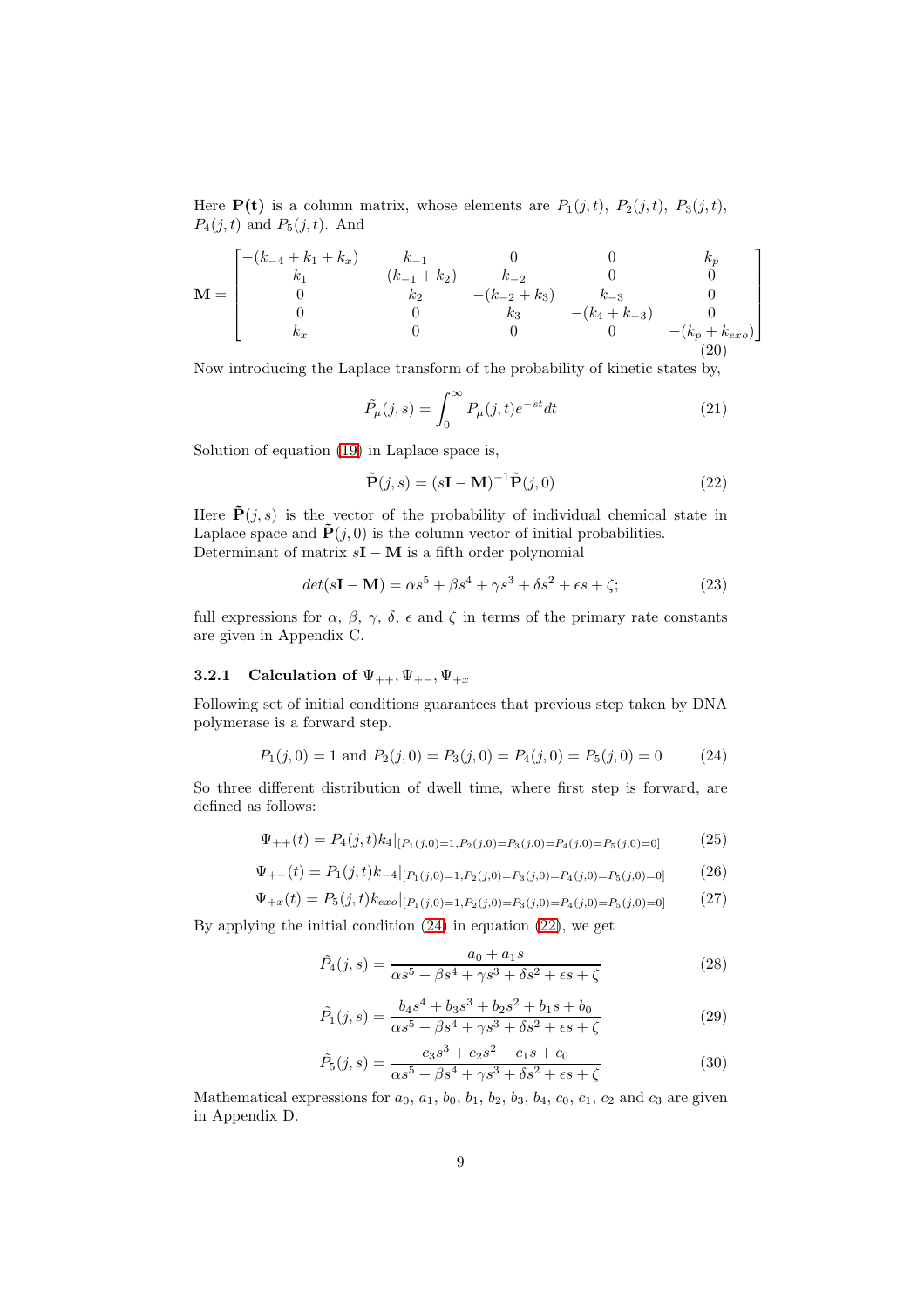Here $\mathbf{P(t)}$ is a column matrix, whose elements are $P_1(j,t)$, $P_2(j,t)$, $P_3(j,t)$, $P_4(j,t)$ and $P_5(j,t)$. And

$$\mathbf{M} = \begin{bmatrix} -(k_{-4}+k_1+k_x) & k_{-1} & 0 & 0 & k_p \\ k_1 & -(k_{-1}+k_2) & k_{-2} & 0 & 0 \\ 0 & k_2 & -(k_{-2}+k_3) & k_{-3} & 0 \\ 0 & 0 & k_3 & -(k_4+k_{-3}) & 0 \\ k_x & 0 & 0 & 0 & -(k_p+k_{exo}) \end{bmatrix} \tag{20}$$

Now introducing the Laplace transform of the probability of kinetic states by,

$$\tilde{P}_\mu(j,s) = \int_0^\infty P_\mu(j,t)e^{-st}dt \tag{21}$$

Solution of equation (19) in Laplace space is,

$$\tilde{\mathbf{P}}(j,s) = (s\mathbf{I}-\mathbf{M})^{-1}\tilde{\mathbf{P}}(j,0) \tag{22}$$

Here $\tilde{\mathbf{P}}(j,s)$ is the vector of the probability of individual chemical state in Laplace space and $\tilde{\mathbf{P}}(j,0)$ is the column vector of initial probabilities.
Determinant of matrix $s\mathbf{I}-\mathbf{M}$ is a fifth order polynomial

$$det(s\mathbf{I}-\mathbf{M}) = \alpha s^5 + \beta s^4 + \gamma s^3 + \delta s^2 + \epsilon s + \zeta; \tag{23}$$

full expressions for $\alpha$, $\beta$, $\gamma$, $\delta$, $\epsilon$ and $\zeta$ in terms of the primary rate constants are given in Appendix C.

### 3.2.1 Calculation of $\Psi_{++}, \Psi_{+-}, \Psi_{+x}$

Following set of initial conditions guarantees that previous step taken by DNA polymerase is a forward step.

$$P_1(j,0) = 1 \text{ and } P_2(j,0) = P_3(j,0) = P_4(j,0) = P_5(j,0) = 0 \tag{24}$$

So three different distribution of dwell time, where first step is forward, are defined as follows:

$$\Psi_{++}(t) = P_4(j,t)k_4|_{[P_1(j,0)=1,P_2(j,0)=P_3(j,0)=P_4(j,0)=P_5(j,0)=0]} \tag{25}$$

$$\Psi_{+-}(t) = P_1(j,t)k_{-4}|_{[P_1(j,0)=1,P_2(j,0)=P_3(j,0)=P_4(j,0)=P_5(j,0)=0]} \tag{26}$$

$$\Psi_{+x}(t) = P_5(j,t)k_{exo}|_{[P_1(j,0)=1,P_2(j,0)=P_3(j,0)=P_4(j,0)=P_5(j,0)=0]} \tag{27}$$

By applying the initial condition (24) in equation (22), we get

$$\tilde{P_4}(j,s) = \frac{a_0 + a_1 s}{\alpha s^5 + \beta s^4 + \gamma s^3 + \delta s^2 + \epsilon s + \zeta} \tag{28}$$

$$\tilde{P_1}(j,s) = \frac{b_4 s^4 + b_3 s^3 + b_2 s^2 + b_1 s + b_0}{\alpha s^5 + \beta s^4 + \gamma s^3 + \delta s^2 + \epsilon s + \zeta} \tag{29}$$

$$\tilde{P_5}(j,s) = \frac{c_3 s^3 + c_2 s^2 + c_1 s + c_0}{\alpha s^5 + \beta s^4 + \gamma s^3 + \delta s^2 + \epsilon s + \zeta} \tag{30}$$

Mathematical expressions for $a_0$, $a_1$, $b_0$, $b_1$, $b_2$, $b_3$, $b_4$, $c_0$, $c_1$, $c_2$ and $c_3$ are given in Appendix D.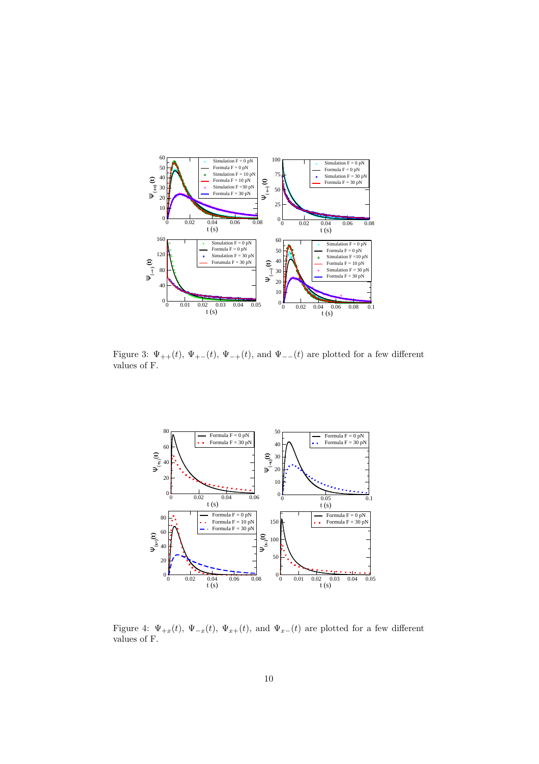Figure 3: $\Psi_{++}(t)$, $\Psi_{+-}(t)$, $\Psi_{-+}(t)$, and $\Psi_{--}(t)$ are plotted for a few different values of F.

Figure 4: $\Psi_{+x}(t)$, $\Psi_{-x}(t)$, $\Psi_{x+}(t)$, and $\Psi_{x-}(t)$ are plotted for a few different values of F.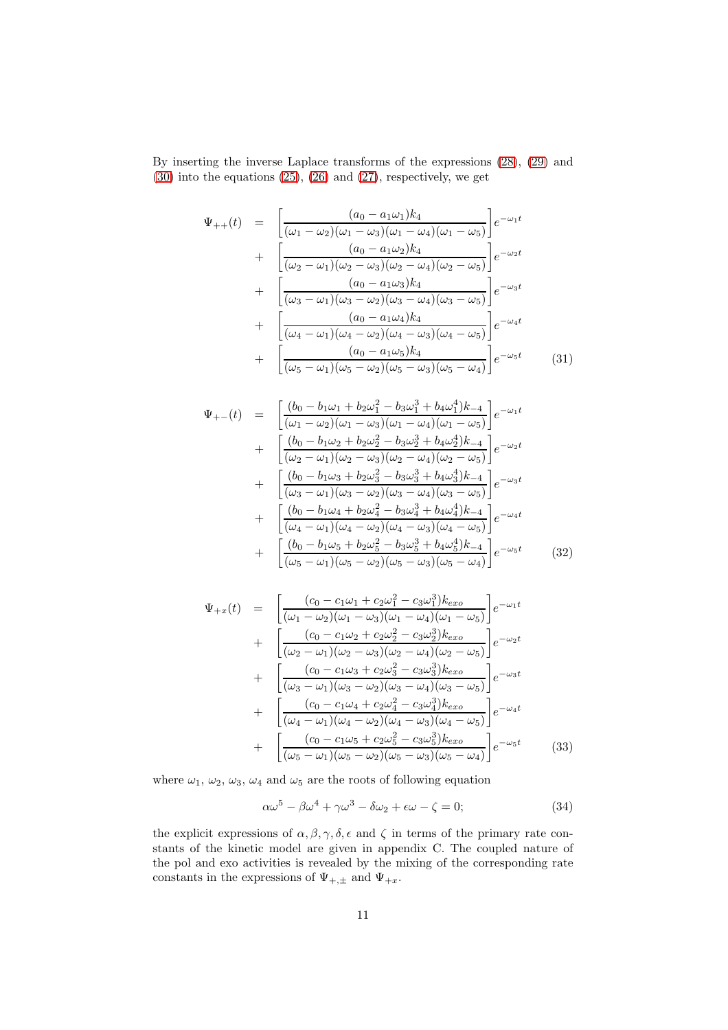By inserting the inverse Laplace transforms of the expressions (28), (29) and (30) into the equations (25), (26) and (27), respectively, we get

$$
\begin{aligned}
\Psi_{++}(t) \; = \; & \left[\frac{(a_0 - a_1\omega_1)k_4}{(\omega_1-\omega_2)(\omega_1-\omega_3)(\omega_1-\omega_4)(\omega_1-\omega_5)}\right]e^{-\omega_1 t} \\
+ \; & \left[\frac{(a_0 - a_1\omega_2)k_4}{(\omega_2-\omega_1)(\omega_2-\omega_3)(\omega_2-\omega_4)(\omega_2-\omega_5)}\right]e^{-\omega_2 t} \\
+ \; & \left[\frac{(a_0 - a_1\omega_3)k_4}{(\omega_3-\omega_1)(\omega_3-\omega_2)(\omega_3-\omega_4)(\omega_3-\omega_5)}\right]e^{-\omega_3 t} \\
+ \; & \left[\frac{(a_0 - a_1\omega_4)k_4}{(\omega_4-\omega_1)(\omega_4-\omega_2)(\omega_4-\omega_3)(\omega_4-\omega_5)}\right]e^{-\omega_4 t} \\
+ \; & \left[\frac{(a_0 - a_1\omega_5)k_4}{(\omega_5-\omega_1)(\omega_5-\omega_2)(\omega_5-\omega_3)(\omega_5-\omega_4)}\right]e^{-\omega_5 t} \qquad (31)
\end{aligned}
$$

$$
\begin{aligned}
\Psi_{+-}(t) \; = \; & \left[\frac{(b_0 - b_1\omega_1 + b_2\omega_1^2 - b_3\omega_1^3 + b_4\omega_1^4)k_{-4}}{(\omega_1-\omega_2)(\omega_1-\omega_3)(\omega_1-\omega_4)(\omega_1-\omega_5)}\right]e^{-\omega_1 t} \\
+ \; & \left[\frac{(b_0 - b_1\omega_2 + b_2\omega_2^2 - b_3\omega_2^3 + b_4\omega_2^4)k_{-4}}{(\omega_2-\omega_1)(\omega_2-\omega_3)(\omega_2-\omega_4)(\omega_2-\omega_5)}\right]e^{-\omega_2 t} \\
+ \; & \left[\frac{(b_0 - b_1\omega_3 + b_2\omega_3^2 - b_3\omega_3^3 + b_4\omega_3^4)k_{-4}}{(\omega_3-\omega_1)(\omega_3-\omega_2)(\omega_3-\omega_4)(\omega_3-\omega_5)}\right]e^{-\omega_3 t} \\
+ \; & \left[\frac{(b_0 - b_1\omega_4 + b_2\omega_4^2 - b_3\omega_4^3 + b_4\omega_4^4)k_{-4}}{(\omega_4-\omega_1)(\omega_4-\omega_2)(\omega_4-\omega_3)(\omega_4-\omega_5)}\right]e^{-\omega_4 t} \\
+ \; & \left[\frac{(b_0 - b_1\omega_5 + b_2\omega_5^2 - b_3\omega_5^3 + b_4\omega_5^4)k_{-4}}{(\omega_5-\omega_1)(\omega_5-\omega_2)(\omega_5-\omega_3)(\omega_5-\omega_4)}\right]e^{-\omega_5 t} \qquad (32)
\end{aligned}
$$

$$
\begin{aligned}
\Psi_{+x}(t) \; = \; & \left[\frac{(c_0 - c_1\omega_1 + c_2\omega_1^2 - c_3\omega_1^3)k_{exo}}{(\omega_1-\omega_2)(\omega_1-\omega_3)(\omega_1-\omega_4)(\omega_1-\omega_5)}\right]e^{-\omega_1 t} \\
+ \; & \left[\frac{(c_0 - c_1\omega_2 + c_2\omega_2^2 - c_3\omega_2^3)k_{exo}}{(\omega_2-\omega_1)(\omega_2-\omega_3)(\omega_2-\omega_4)(\omega_2-\omega_5)}\right]e^{-\omega_2 t} \\
+ \; & \left[\frac{(c_0 - c_1\omega_3 + c_2\omega_3^2 - c_3\omega_3^3)k_{exo}}{(\omega_3-\omega_1)(\omega_3-\omega_2)(\omega_3-\omega_4)(\omega_3-\omega_5)}\right]e^{-\omega_3 t} \\
+ \; & \left[\frac{(c_0 - c_1\omega_4 + c_2\omega_4^2 - c_3\omega_4^3)k_{exo}}{(\omega_4-\omega_1)(\omega_4-\omega_2)(\omega_4-\omega_3)(\omega_4-\omega_5)}\right]e^{-\omega_4 t} \\
+ \; & \left[\frac{(c_0 - c_1\omega_5 + c_2\omega_5^2 - c_3\omega_5^3)k_{exo}}{(\omega_5-\omega_1)(\omega_5-\omega_2)(\omega_5-\omega_3)(\omega_5-\omega_4)}\right]e^{-\omega_5 t} \qquad (33)
\end{aligned}
$$

where $\omega_1$, $\omega_2$, $\omega_3$, $\omega_4$ and $\omega_5$ are the roots of following equation

$$
\alpha\omega^5 - \beta\omega^4 + \gamma\omega^3 - \delta\omega_2 + \epsilon\omega - \zeta = 0; \qquad (34)
$$

the explicit expressions of $\alpha, \beta, \gamma, \delta, \epsilon$ and $\zeta$ in terms of the primary rate constants of the kinetic model are given in appendix C. The coupled nature of the pol and exo activities is revealed by the mixing of the corresponding rate constants in the expressions of $\Psi_{+,\pm}$ and $\Psi_{+x}$.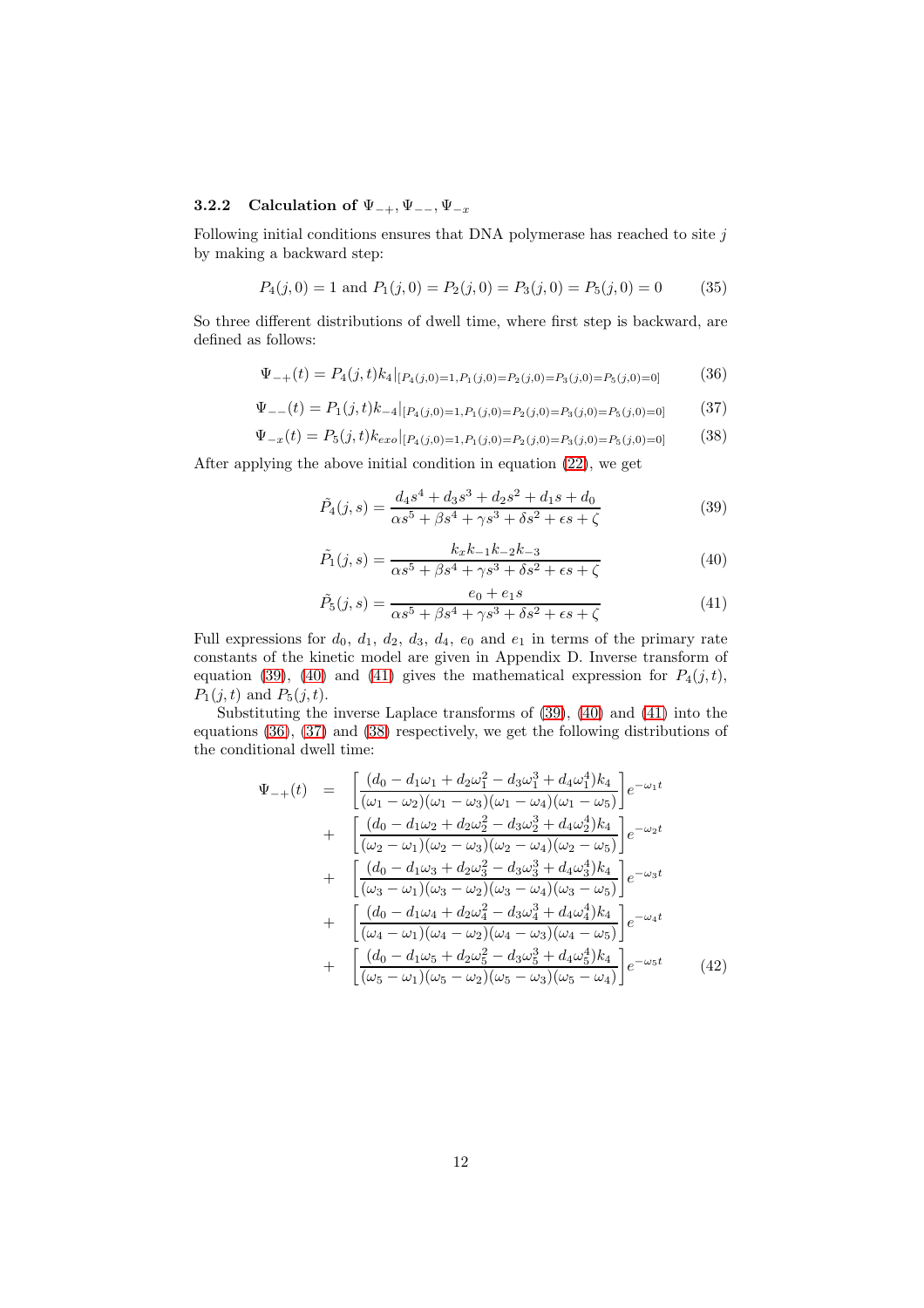### 3.2.2 Calculation of $\Psi_{-+}, \Psi_{--}, \Psi_{-x}$

Following initial conditions ensures that DNA polymerase has reached to site $j$ by making a backward step:

$$P_4(j,0) = 1 \text{ and } P_1(j,0) = P_2(j,0) = P_3(j,0) = P_5(j,0) = 0 \tag{35}$$

So three different distributions of dwell time, where first step is backward, are defined as follows:

$$\Psi_{-+}(t) = P_4(j,t)k_4|_{[P_4(j,0)=1, P_1(j,0)=P_2(j,0)=P_3(j,0)=P_5(j,0)=0]} \tag{36}$$

$$\Psi_{--}(t) = P_1(j,t)k_{-4}|_{[P_4(j,0)=1, P_1(j,0)=P_2(j,0)=P_3(j,0)=P_5(j,0)=0]} \tag{37}$$

$$\Psi_{-x}(t) = P_5(j,t)k_{exo}|_{[P_4(j,0)=1, P_1(j,0)=P_2(j,0)=P_3(j,0)=P_5(j,0)=0]} \tag{38}$$

After applying the above initial condition in equation (22), we get

$$\tilde{P}_4(j,s) = \frac{d_4 s^4 + d_3 s^3 + d_2 s^2 + d_1 s + d_0}{\alpha s^5 + \beta s^4 + \gamma s^3 + \delta s^2 + \epsilon s + \zeta} \tag{39}$$

$$\tilde{P}_1(j,s) = \frac{k_x k_{-1} k_{-2} k_{-3}}{\alpha s^5 + \beta s^4 + \gamma s^3 + \delta s^2 + \epsilon s + \zeta} \tag{40}$$

$$\tilde{P}_5(j,s) = \frac{e_0 + e_1 s}{\alpha s^5 + \beta s^4 + \gamma s^3 + \delta s^2 + \epsilon s + \zeta} \tag{41}$$

Full expressions for $d_0$, $d_1$, $d_2$, $d_3$, $d_4$, $e_0$ and $e_1$ in terms of the primary rate constants of the kinetic model are given in Appendix D. Inverse transform of equation (39), (40) and (41) gives the mathematical expression for $P_4(j,t)$, $P_1(j,t)$ and $P_5(j,t)$.

Substituting the inverse Laplace transforms of (39), (40) and (41) into the equations (36), (37) and (38) respectively, we get the following distributions of the conditional dwell time:

$$\begin{aligned}
\Psi_{-+}(t) &= \left[\frac{(d_0 - d_1\omega_1 + d_2\omega_1^2 - d_3\omega_1^3 + d_4\omega_1^4)k_4}{(\omega_1-\omega_2)(\omega_1-\omega_3)(\omega_1-\omega_4)(\omega_1-\omega_5)}\right]e^{-\omega_1 t} \\
&+ \left[\frac{(d_0 - d_1\omega_2 + d_2\omega_2^2 - d_3\omega_2^3 + d_4\omega_2^4)k_4}{(\omega_2-\omega_1)(\omega_2-\omega_3)(\omega_2-\omega_4)(\omega_2-\omega_5)}\right]e^{-\omega_2 t} \\
&+ \left[\frac{(d_0 - d_1\omega_3 + d_2\omega_3^2 - d_3\omega_3^3 + d_4\omega_3^4)k_4}{(\omega_3-\omega_1)(\omega_3-\omega_2)(\omega_3-\omega_4)(\omega_3-\omega_5)}\right]e^{-\omega_3 t} \\
&+ \left[\frac{(d_0 - d_1\omega_4 + d_2\omega_4^2 - d_3\omega_4^3 + d_4\omega_4^4)k_4}{(\omega_4-\omega_1)(\omega_4-\omega_2)(\omega_4-\omega_3)(\omega_4-\omega_5)}\right]e^{-\omega_4 t} \\
&+ \left[\frac{(d_0 - d_1\omega_5 + d_2\omega_5^2 - d_3\omega_5^3 + d_4\omega_5^4)k_4}{(\omega_5-\omega_1)(\omega_5-\omega_2)(\omega_5-\omega_3)(\omega_5-\omega_4)}\right]e^{-\omega_5 t}
\end{aligned} \tag{42}$$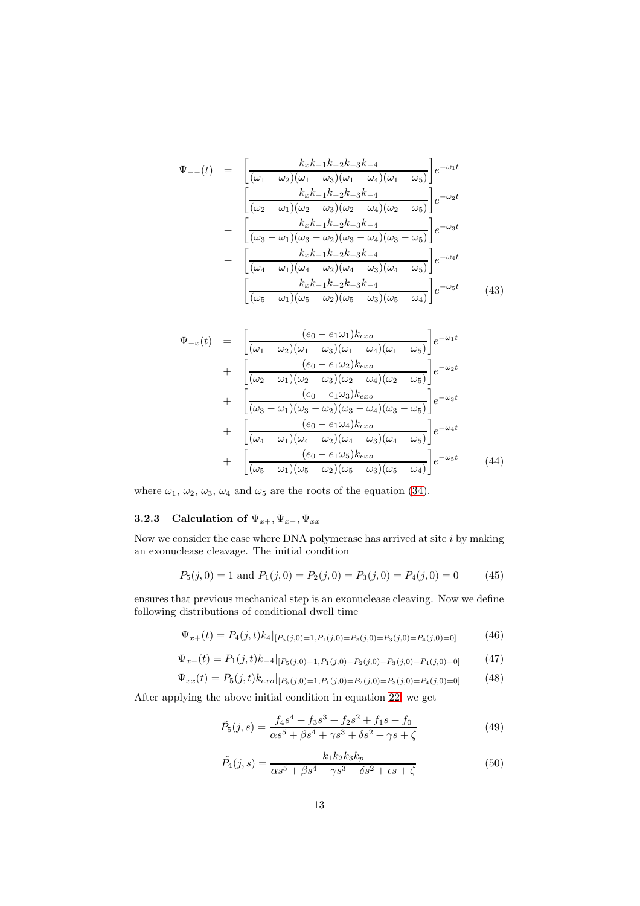$$
\begin{aligned}
\Psi_{--}(t) &= \left[\frac{k_x k_{-1} k_{-2} k_{-3} k_{-4}}{(\omega_1-\omega_2)(\omega_1-\omega_3)(\omega_1-\omega_4)(\omega_1-\omega_5)}\right] e^{-\omega_1 t} \\
&+ \left[\frac{k_x k_{-1} k_{-2} k_{-3} k_{-4}}{(\omega_2-\omega_1)(\omega_2-\omega_3)(\omega_2-\omega_4)(\omega_2-\omega_5)}\right] e^{-\omega_2 t} \\
&+ \left[\frac{k_x k_{-1} k_{-2} k_{-3} k_{-4}}{(\omega_3-\omega_1)(\omega_3-\omega_2)(\omega_3-\omega_4)(\omega_3-\omega_5)}\right] e^{-\omega_3 t} \\
&+ \left[\frac{k_x k_{-1} k_{-2} k_{-3} k_{-4}}{(\omega_4-\omega_1)(\omega_4-\omega_2)(\omega_4-\omega_3)(\omega_4-\omega_5)}\right] e^{-\omega_4 t} \\
&+ \left[\frac{k_x k_{-1} k_{-2} k_{-3} k_{-4}}{(\omega_5-\omega_1)(\omega_5-\omega_2)(\omega_5-\omega_3)(\omega_5-\omega_4)}\right] e^{-\omega_5 t} \qquad (43)
\end{aligned}
$$

$$
\begin{aligned}
\Psi_{-x}(t) &= \left[\frac{(e_0-e_1\omega_1)k_{exo}}{(\omega_1-\omega_2)(\omega_1-\omega_3)(\omega_1-\omega_4)(\omega_1-\omega_5)}\right] e^{-\omega_1 t} \\
&+ \left[\frac{(e_0-e_1\omega_2)k_{exo}}{(\omega_2-\omega_1)(\omega_2-\omega_3)(\omega_2-\omega_4)(\omega_2-\omega_5)}\right] e^{-\omega_2 t} \\
&+ \left[\frac{(e_0-e_1\omega_3)k_{exo}}{(\omega_3-\omega_1)(\omega_3-\omega_2)(\omega_3-\omega_4)(\omega_3-\omega_5)}\right] e^{-\omega_3 t} \\
&+ \left[\frac{(e_0-e_1\omega_4)k_{exo}}{(\omega_4-\omega_1)(\omega_4-\omega_2)(\omega_4-\omega_3)(\omega_4-\omega_5)}\right] e^{-\omega_4 t} \\
&+ \left[\frac{(e_0-e_1\omega_5)k_{exo}}{(\omega_5-\omega_1)(\omega_5-\omega_2)(\omega_5-\omega_3)(\omega_5-\omega_4)}\right] e^{-\omega_5 t} \qquad (44)
\end{aligned}
$$

where $\omega_1$, $\omega_2$, $\omega_3$, $\omega_4$ and $\omega_5$ are the roots of the equation (34).

### 3.2.3 Calculation of $\Psi_{x+}, \Psi_{x-}, \Psi_{xx}$

Now we consider the case where DNA polymerase has arrived at site $i$ by making an exonuclease cleavage. The initial condition

$$
P_5(j,0) = 1 \text{ and } P_1(j,0) = P_2(j,0) = P_3(j,0) = P_4(j,0) = 0 \qquad (45)
$$

ensures that previous mechanical step is an exonuclease cleaving. Now we define following distributions of conditional dwell time

$$
\Psi_{x+}(t) = P_4(j,t)k_4|_{[P_5(j,0)=1, P_1(j,0)=P_2(j,0)=P_3(j,0)=P_4(j,0)=0]} \qquad (46)
$$

$$
\Psi_{x-}(t) = P_1(j,t)k_{-4}|_{[P_5(j,0)=1, P_1(j,0)=P_2(j,0)=P_3(j,0)=P_4(j,0)=0]} \qquad (47)
$$

$$
\Psi_{xx}(t) = P_5(j,t)k_{exo}|_{[P_5(j,0)=1, P_1(j,0)=P_2(j,0)=P_3(j,0)=P_4(j,0)=0]} \qquad (48)
$$

After applying the above initial condition in equation 22, we get

$$
\tilde{P}_5(j,s) = \frac{f_4 s^4 + f_3 s^3 + f_2 s^2 + f_1 s + f_0}{\alpha s^5 + \beta s^4 + \gamma s^3 + \delta s^2 + \gamma s + \zeta} \qquad (49)
$$

$$
\tilde{P}_4(j,s) = \frac{k_1 k_2 k_3 k_p}{\alpha s^5 + \beta s^4 + \gamma s^3 + \delta s^2 + \epsilon s + \zeta} \qquad (50)
$$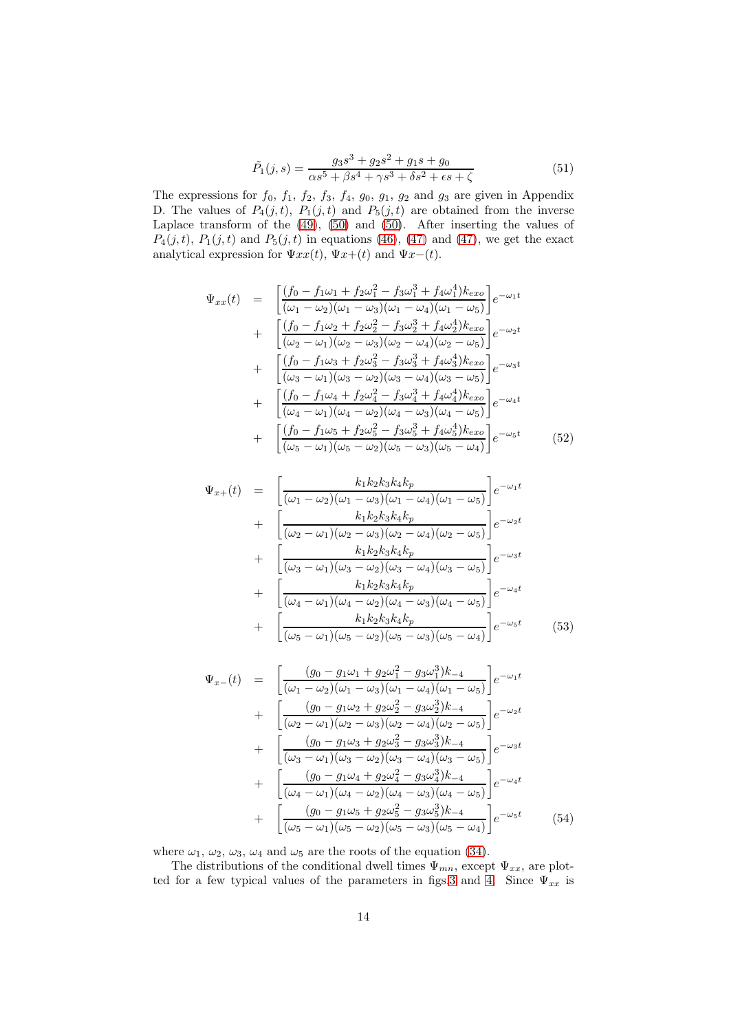$$\tilde{P}_1(j,s) = \frac{g_3 s^3 + g_2 s^2 + g_1 s + g_0}{\alpha s^5 + \beta s^4 + \gamma s^3 + \delta s^2 + \epsilon s + \zeta} \tag{51}$$

The expressions for $f_0$, $f_1$, $f_2$, $f_3$, $f_4$, $g_0$, $g_1$, $g_2$ and $g_3$ are given in Appendix D. The values of $P_4(j,t)$, $P_1(j,t)$ and $P_5(j,t)$ are obtained from the inverse Laplace transform of the (49), (50) and (50). After inserting the values of $P_4(j,t)$, $P_1(j,t)$ and $P_5(j,t)$ in equations (46), (47) and (47), we get the exact analytical expression for $\Psi xx(t)$, $\Psi x+(t)$ and $\Psi x-(t)$.

$$\begin{aligned}
\Psi_{xx}(t) &= \left[\frac{(f_0 - f_1\omega_1 + f_2\omega_1^2 - f_3\omega_1^3 + f_4\omega_1^4)k_{exo}}{(\omega_1-\omega_2)(\omega_1-\omega_3)(\omega_1-\omega_4)(\omega_1-\omega_5)}\right]e^{-\omega_1 t} \\
&+ \left[\frac{(f_0 - f_1\omega_2 + f_2\omega_2^2 - f_3\omega_2^3 + f_4\omega_2^4)k_{exo}}{(\omega_2-\omega_1)(\omega_2-\omega_3)(\omega_2-\omega_4)(\omega_2-\omega_5)}\right]e^{-\omega_2 t} \\
&+ \left[\frac{(f_0 - f_1\omega_3 + f_2\omega_3^2 - f_3\omega_3^3 + f_4\omega_3^4)k_{exo}}{(\omega_3-\omega_1)(\omega_3-\omega_2)(\omega_3-\omega_4)(\omega_3-\omega_5)}\right]e^{-\omega_3 t} \\
&+ \left[\frac{(f_0 - f_1\omega_4 + f_2\omega_4^2 - f_3\omega_4^3 + f_4\omega_4^4)k_{exo}}{(\omega_4-\omega_1)(\omega_4-\omega_2)(\omega_4-\omega_3)(\omega_4-\omega_5)}\right]e^{-\omega_4 t} \\
&+ \left[\frac{(f_0 - f_1\omega_5 + f_2\omega_5^2 - f_3\omega_5^3 + f_4\omega_5^4)k_{exo}}{(\omega_5-\omega_1)(\omega_5-\omega_2)(\omega_5-\omega_3)(\omega_5-\omega_4)}\right]e^{-\omega_5 t}
\end{aligned} \tag{52}$$

$$\begin{aligned}
\Psi_{x+}(t) &= \left[\frac{k_1 k_2 k_3 k_4 k_p}{(\omega_1-\omega_2)(\omega_1-\omega_3)(\omega_1-\omega_4)(\omega_1-\omega_5)}\right]e^{-\omega_1 t} \\
&+ \left[\frac{k_1 k_2 k_3 k_4 k_p}{(\omega_2-\omega_1)(\omega_2-\omega_3)(\omega_2-\omega_4)(\omega_2-\omega_5)}\right]e^{-\omega_2 t} \\
&+ \left[\frac{k_1 k_2 k_3 k_4 k_p}{(\omega_3-\omega_1)(\omega_3-\omega_2)(\omega_3-\omega_4)(\omega_3-\omega_5)}\right]e^{-\omega_3 t} \\
&+ \left[\frac{k_1 k_2 k_3 k_4 k_p}{(\omega_4-\omega_1)(\omega_4-\omega_2)(\omega_4-\omega_3)(\omega_4-\omega_5)}\right]e^{-\omega_4 t} \\
&+ \left[\frac{k_1 k_2 k_3 k_4 k_p}{(\omega_5-\omega_1)(\omega_5-\omega_2)(\omega_5-\omega_3)(\omega_5-\omega_4)}\right]e^{-\omega_5 t}
\end{aligned} \tag{53}$$

$$\begin{aligned}
\Psi_{x-}(t) &= \left[\frac{(g_0 - g_1\omega_1 + g_2\omega_1^2 - g_3\omega_1^3)k_{-4}}{(\omega_1-\omega_2)(\omega_1-\omega_3)(\omega_1-\omega_4)(\omega_1-\omega_5)}\right]e^{-\omega_1 t} \\
&+ \left[\frac{(g_0 - g_1\omega_2 + g_2\omega_2^2 - g_3\omega_2^3)k_{-4}}{(\omega_2-\omega_1)(\omega_2-\omega_3)(\omega_2-\omega_4)(\omega_2-\omega_5)}\right]e^{-\omega_2 t} \\
&+ \left[\frac{(g_0 - g_1\omega_3 + g_2\omega_3^2 - g_3\omega_3^3)k_{-4}}{(\omega_3-\omega_1)(\omega_3-\omega_2)(\omega_3-\omega_4)(\omega_3-\omega_5)}\right]e^{-\omega_3 t} \\
&+ \left[\frac{(g_0 - g_1\omega_4 + g_2\omega_4^2 - g_3\omega_4^3)k_{-4}}{(\omega_4-\omega_1)(\omega_4-\omega_2)(\omega_4-\omega_3)(\omega_4-\omega_5)}\right]e^{-\omega_4 t} \\
&+ \left[\frac{(g_0 - g_1\omega_5 + g_2\omega_5^2 - g_3\omega_5^3)k_{-4}}{(\omega_5-\omega_1)(\omega_5-\omega_2)(\omega_5-\omega_3)(\omega_5-\omega_4)}\right]e^{-\omega_5 t}
\end{aligned} \tag{54}$$

where $\omega_1$, $\omega_2$, $\omega_3$, $\omega_4$ and $\omega_5$ are the roots of the equation (34).

The distributions of the conditional dwell times $\Psi_{mn}$, except $\Psi_{xx}$, are plotted for a few typical values of the parameters in figs.3 and 4. Since $\Psi_{xx}$ is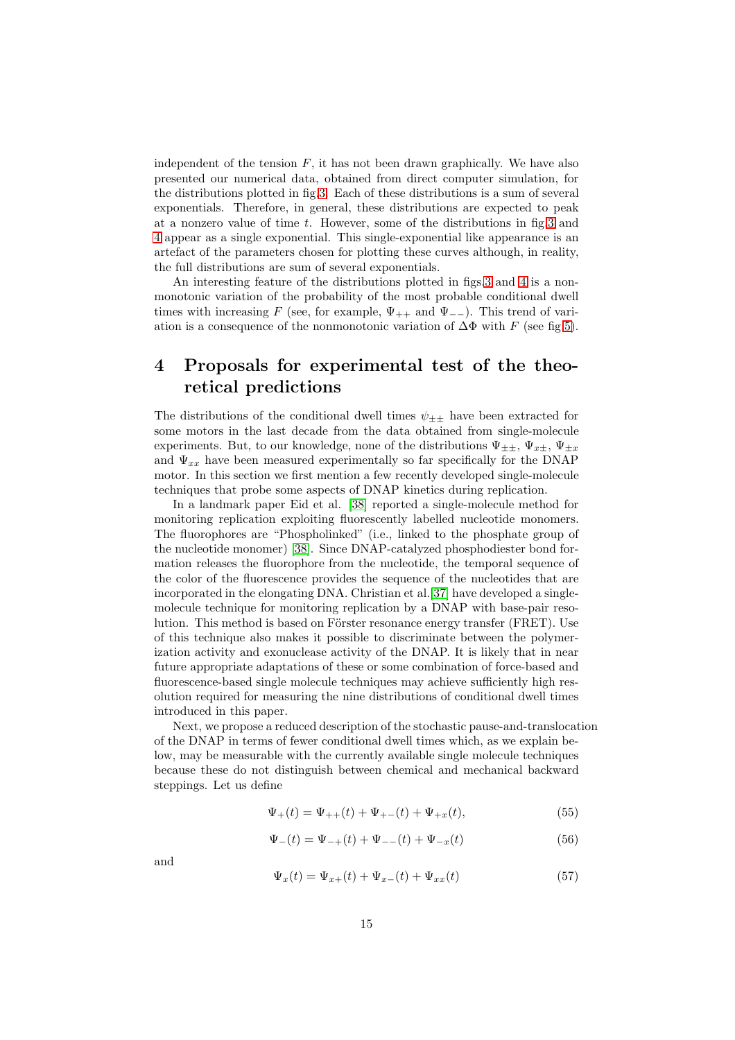independent of the tension $F$, it has not been drawn graphically. We have also presented our numerical data, obtained from direct computer simulation, for the distributions plotted in fig.3. Each of these distributions is a sum of several exponentials. Therefore, in general, these distributions are expected to peak at a nonzero value of time $t$. However, some of the distributions in fig.3 and 4 appear as a single exponential. This single-exponential like appearance is an artefact of the parameters chosen for plotting these curves although, in reality, the full distributions are sum of several exponentials.

An interesting feature of the distributions plotted in figs.3 and 4 is a non-monotonic variation of the probability of the most probable conditional dwell times with increasing $F$ (see, for example, $\Psi_{++}$ and $\Psi_{--}$). This trend of variation is a consequence of the nonmonotonic variation of $\Delta\Phi$ with $F$ (see fig.5).

# 4 Proposals for experimental test of the theoretical predictions

The distributions of the conditional dwell times $\psi_{\pm\pm}$ have been extracted for some motors in the last decade from the data obtained from single-molecule experiments. But, to our knowledge, none of the distributions $\Psi_{\pm\pm}$, $\Psi_{x\pm}$, $\Psi_{\pm x}$ and $\Psi_{xx}$ have been measured experimentally so far specifically for the DNAP motor. In this section we first mention a few recently developed single-molecule techniques that probe some aspects of DNAP kinetics during replication.

In a landmark paper Eid et al. [38] reported a single-molecule method for monitoring replication exploiting fluorescently labelled nucleotide monomers. The fluorophores are "Phospholinked" (i.e., linked to the phosphate group of the nucleotide monomer) [38]. Since DNAP-catalyzed phosphodiester bond formation releases the fluorophore from the nucleotide, the temporal sequence of the color of the fluorescence provides the sequence of the nucleotides that are incorporated in the elongating DNA. Christian et al. [37] have developed a single-molecule technique for monitoring replication by a DNAP with base-pair resolution. This method is based on Förster resonance energy transfer (FRET). Use of this technique also makes it possible to discriminate between the polymerization activity and exonuclease activity of the DNAP. It is likely that in near future appropriate adaptations of these or some combination of force-based and fluorescence-based single molecule techniques may achieve sufficiently high resolution required for measuring the nine distributions of conditional dwell times introduced in this paper.

Next, we propose a reduced description of the stochastic pause-and-translocation of the DNAP in terms of fewer conditional dwell times which, as we explain below, may be measurable with the currently available single molecule techniques because these do not distinguish between chemical and mechanical backward steppings. Let us define

$$\Psi_{+}(t) = \Psi_{++}(t) + \Psi_{+-}(t) + \Psi_{+x}(t), \tag{55}$$

$$\Psi_{-}(t) = \Psi_{-+}(t) + \Psi_{--}(t) + \Psi_{-x}(t) \tag{56}$$

and

$$\Psi_{x}(t) = \Psi_{x+}(t) + \Psi_{x-}(t) + \Psi_{xx}(t) \tag{57}$$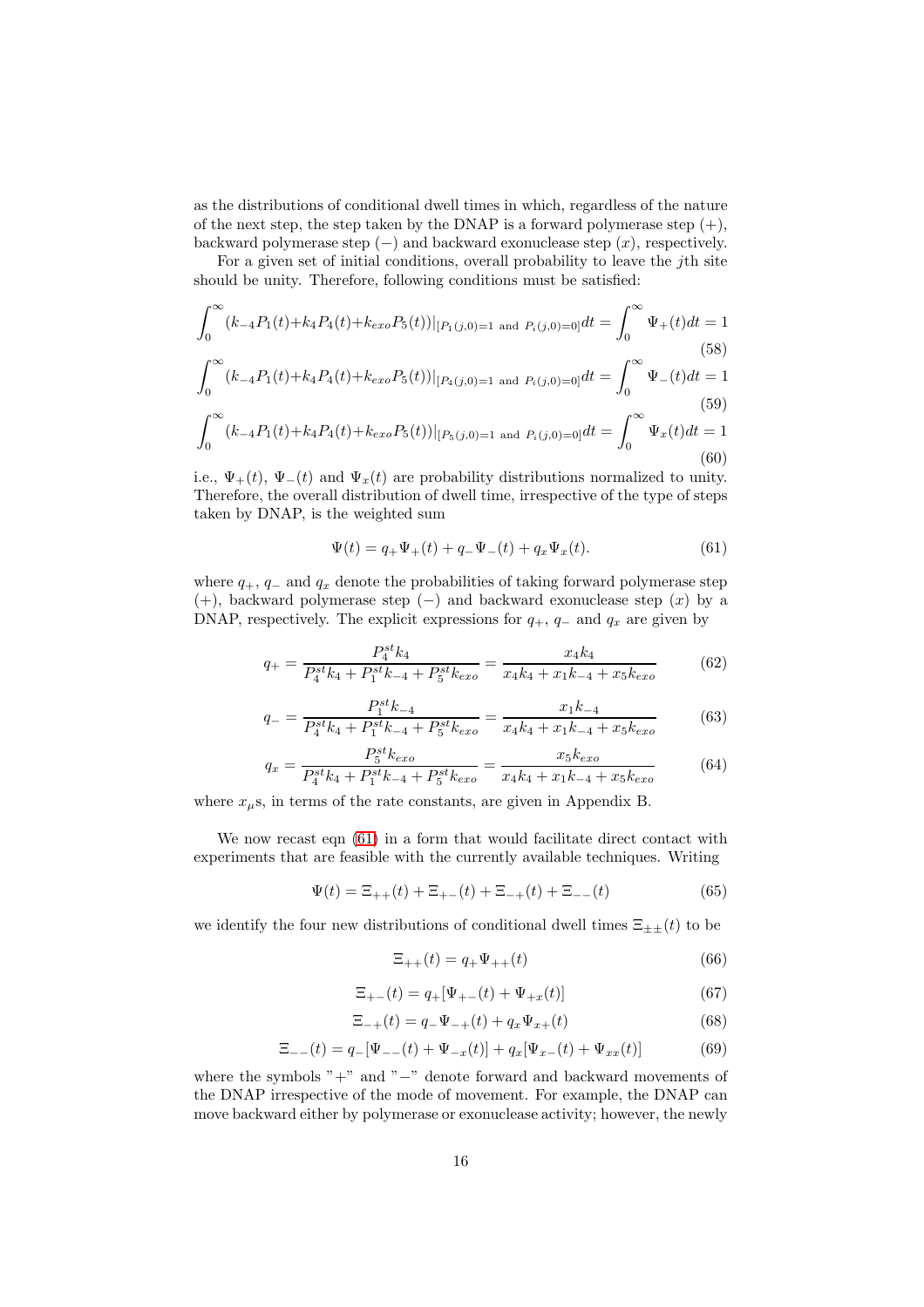as the distributions of conditional dwell times in which, regardless of the nature of the next step, the step taken by the DNAP is a forward polymerase step (+), backward polymerase step (−) and backward exonuclease step ($x$), respectively.

For a given set of initial conditions, overall probability to leave the $j$th site should be unity. Therefore, following conditions must be satisfied:

$$\int_0^\infty (k_{-4}P_1(t)+k_4P_4(t)+k_{exo}P_5(t))|_{[P_1(j,0)=1 \text{ and } P_i(j,0)=0]}dt = \int_0^\infty \Psi_+(t)dt = 1 \tag{58}$$

$$\int_0^\infty (k_{-4}P_1(t)+k_4P_4(t)+k_{exo}P_5(t))|_{[P_4(j,0)=1 \text{ and } P_i(j,0)=0]}dt = \int_0^\infty \Psi_-(t)dt = 1 \tag{59}$$

$$\int_0^\infty (k_{-4}P_1(t)+k_4P_4(t)+k_{exo}P_5(t))|_{[P_5(j,0)=1 \text{ and } P_i(j,0)=0]}dt = \int_0^\infty \Psi_x(t)dt = 1 \tag{60}$$

i.e., $\Psi_+(t)$, $\Psi_-(t)$ and $\Psi_x(t)$ are probability distributions normalized to unity. Therefore, the overall distribution of dwell time, irrespective of the type of steps taken by DNAP, is the weighted sum

$$\Psi(t) = q_+\Psi_+(t) + q_-\Psi_-(t) + q_x\Psi_x(t). \tag{61}$$

where $q_+$, $q_-$ and $q_x$ denote the probabilities of taking forward polymerase step (+), backward polymerase step (−) and backward exonuclease step ($x$) by a DNAP, respectively. The explicit expressions for $q_+$, $q_-$ and $q_x$ are given by

$$q_+ = \frac{P_4^{st}k_4}{P_4^{st}k_4 + P_1^{st}k_{-4} + P_5^{st}k_{exo}} = \frac{x_4k_4}{x_4k_4 + x_1k_{-4} + x_5k_{exo}} \tag{62}$$

$$q_- = \frac{P_1^{st}k_{-4}}{P_4^{st}k_4 + P_1^{st}k_{-4} + P_5^{st}k_{exo}} = \frac{x_1k_{-4}}{x_4k_4 + x_1k_{-4} + x_5k_{exo}} \tag{63}$$

$$q_x = \frac{P_5^{st}k_{exo}}{P_4^{st}k_4 + P_1^{st}k_{-4} + P_5^{st}k_{exo}} = \frac{x_5k_{exo}}{x_4k_4 + x_1k_{-4} + x_5k_{exo}} \tag{64}$$

where $x_\mu$s, in terms of the rate constants, are given in Appendix B.

We now recast eqn (61) in a form that would facilitate direct contact with experiments that are feasible with the currently available techniques. Writing

$$\Psi(t) = \Xi_{++}(t) + \Xi_{+-}(t) + \Xi_{-+}(t) + \Xi_{--}(t) \tag{65}$$

we identify the four new distributions of conditional dwell times $\Xi_{\pm\pm}(t)$ to be

$$\Xi_{++}(t) = q_+\Psi_{++}(t) \tag{66}$$

$$\Xi_{+-}(t) = q_+[\Psi_{+-}(t) + \Psi_{+x}(t)] \tag{67}$$

$$\Xi_{-+}(t) = q_-\Psi_{-+}(t) + q_x\Psi_{x+}(t) \tag{68}$$

$$\Xi_{--}(t) = q_-[\Psi_{--}(t) + \Psi_{-x}(t)] + q_x[\Psi_{x-}(t) + \Psi_{xx}(t)] \tag{69}$$

where the symbols "+" and "−" denote forward and backward movements of the DNAP irrespective of the mode of movement. For example, the DNAP can move backward either by polymerase or exonuclease activity; however, the newly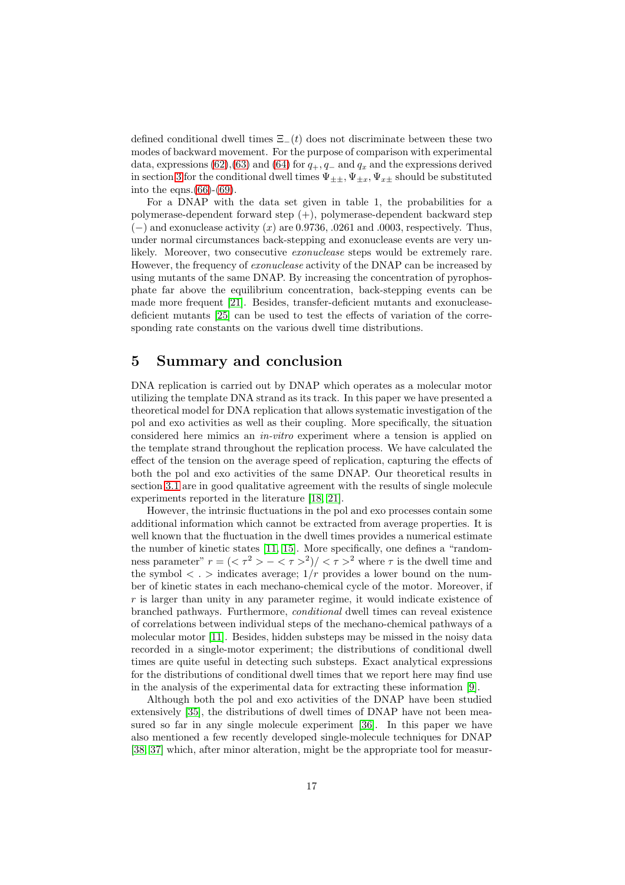defined conditional dwell times $\Xi_{-}(t)$ does not discriminate between these two modes of backward movement. For the purpose of comparison with experimental data, expressions (62),(63) and (64) for $q_+, q_-$ and $q_x$ and the expressions derived in section 3 for the conditional dwell times $\Psi_{\pm\pm}, \Psi_{\pm x}, \Psi_{x\pm}$ should be substituted into the eqns.(66)-(69).

For a DNAP with the data set given in table 1, the probabilities for a polymerase-dependent forward step (+), polymerase-dependent backward step (−) and exonuclease activity ($x$) are 0.9736, .0261 and .0003, respectively. Thus, under normal circumstances back-stepping and exonuclease events are very unlikely. Moreover, two consecutive *exonuclease* steps would be extremely rare. However, the frequency of *exonuclease* activity of the DNAP can be increased by using mutants of the same DNAP. By increasing the concentration of pyrophosphate far above the equilibrium concentration, back-stepping events can be made more frequent [21]. Besides, transfer-deficient mutants and exonuclease-deficient mutants [25] can be used to test the effects of variation of the corresponding rate constants on the various dwell time distributions.

# 5 Summary and conclusion

DNA replication is carried out by DNAP which operates as a molecular motor utilizing the template DNA strand as its track. In this paper we have presented a theoretical model for DNA replication that allows systematic investigation of the pol and exo activities as well as their coupling. More specifically, the situation considered here mimics an *in-vitro* experiment where a tension is applied on the template strand throughout the replication process. We have calculated the effect of the tension on the average speed of replication, capturing the effects of both the pol and exo activities of the same DNAP. Our theoretical results in section 3.1 are in good qualitative agreement with the results of single molecule experiments reported in the literature [18, 21].

However, the intrinsic fluctuations in the pol and exo processes contain some additional information which cannot be extracted from average properties. It is well known that the fluctuation in the dwell times provides a numerical estimate the number of kinetic states [11, 15]. More specifically, one defines a "randomness parameter" $r = (<\tau^2> - <\tau>^2)/<\tau>^2$ where $\tau$ is the dwell time and the symbol $< . >$ indicates average; $1/r$ provides a lower bound on the number of kinetic states in each mechano-chemical cycle of the motor. Moreover, if $r$ is larger than unity in any parameter regime, it would indicate existence of branched pathways. Furthermore, *conditional* dwell times can reveal existence of correlations between individual steps of the mechano-chemical pathways of a molecular motor [11]. Besides, hidden substeps may be missed in the noisy data recorded in a single-motor experiment; the distributions of conditional dwell times are quite useful in detecting such substeps. Exact analytical expressions for the distributions of conditional dwell times that we report here may find use in the analysis of the experimental data for extracting these information [9].

Although both the pol and exo activities of the DNAP have been studied extensively [35], the distributions of dwell times of DNAP have not been measured so far in any single molecule experiment [36]. In this paper we have also mentioned a few recently developed single-molecule techniques for DNAP [38, 37] which, after minor alteration, might be the appropriate tool for measur-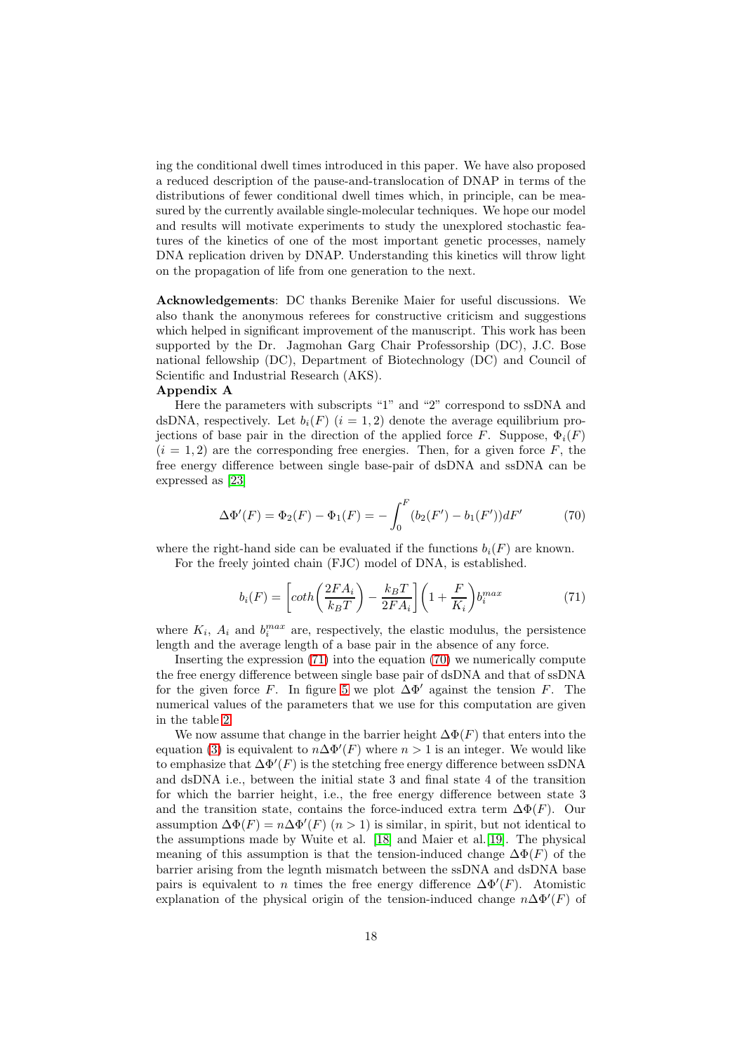ing the conditional dwell times introduced in this paper. We have also proposed a reduced description of the pause-and-translocation of DNAP in terms of the distributions of fewer conditional dwell times which, in principle, can be measured by the currently available single-molecular techniques. We hope our model and results will motivate experiments to study the unexplored stochastic features of the kinetics of one of the most important genetic processes, namely DNA replication driven by DNAP. Understanding this kinetics will throw light on the propagation of life from one generation to the next.

**Acknowledgements**: DC thanks Berenike Maier for useful discussions. We also thank the anonymous referees for constructive criticism and suggestions which helped in significant improvement of the manuscript. This work has been supported by the Dr. Jagmohan Garg Chair Professorship (DC), J.C. Bose national fellowship (DC), Department of Biotechnology (DC) and Council of Scientific and Industrial Research (AKS).

**Appendix A**

Here the parameters with subscripts "1" and "2" correspond to ssDNA and dsDNA, respectively. Let $b_i(F)$ $(i = 1, 2)$ denote the average equilibrium projections of base pair in the direction of the applied force $F$. Suppose, $\Phi_i(F)$ $(i = 1, 2)$ are the corresponding free energies. Then, for a given force $F$, the free energy difference between single base-pair of dsDNA and ssDNA can be expressed as [23]

$$\Delta\Phi'(F) = \Phi_2(F) - \Phi_1(F) = -\int_0^F (b_2(F') - b_1(F'))dF' \tag{70}$$

where the right-hand side can be evaluated if the functions $b_i(F)$ are known.

For the freely jointed chain (FJC) model of DNA, is established.

$$b_i(F) = \left[coth\left(\frac{2FA_i}{k_BT}\right) - \frac{k_BT}{2FA_i}\right]\left(1 + \frac{F}{K_i}\right)b_i^{max} \tag{71}$$

where $K_i$, $A_i$ and $b_i^{max}$ are, respectively, the elastic modulus, the persistence length and the average length of a base pair in the absence of any force.

Inserting the expression (71) into the equation (70) we numerically compute the free energy difference between single base pair of dsDNA and that of ssDNA for the given force $F$. In figure 5 we plot $\Delta\Phi'$ against the tension $F$. The numerical values of the parameters that we use for this computation are given in the table 2.

We now assume that change in the barrier height $\Delta\Phi(F)$ that enters into the equation (3) is equivalent to $n\Delta\Phi'(F)$ where $n > 1$ is an integer. We would like to emphasize that $\Delta\Phi'(F)$ is the stetching free energy difference between ssDNA and dsDNA i.e., between the initial state 3 and final state 4 of the transition for which the barrier height, i.e., the free energy difference between state 3 and the transition state, contains the force-induced extra term $\Delta\Phi(F)$. Our assumption $\Delta\Phi(F) = n\Delta\Phi'(F)$ $(n > 1)$ is similar, in spirit, but not identical to the assumptions made by Wuite et al. [18] and Maier et al.[19]. The physical meaning of this assumption is that the tension-induced change $\Delta\Phi(F)$ of the barrier arising from the legnth mismatch between the ssDNA and dsDNA base pairs is equivalent to $n$ times the free energy difference $\Delta\Phi'(F)$. Atomistic explanation of the physical origin of the tension-induced change $n\Delta\Phi'(F)$ of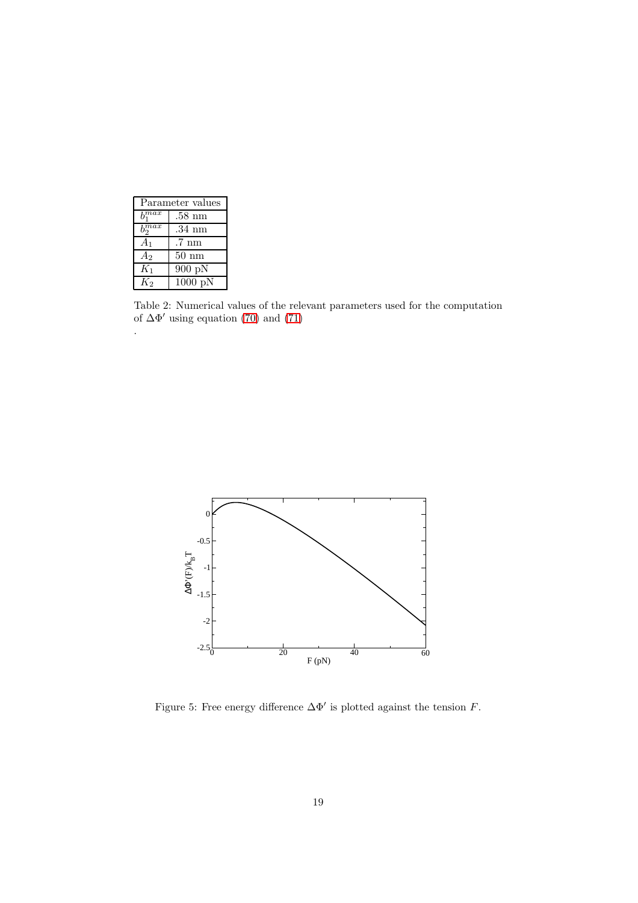| Parameter values | |
|---|---|
| $b_1^{max}$ | .58 nm |
| $b_2^{max}$ | .34 nm |
| $A_1$ | .7 nm |
| $A_2$ | 50 nm |
| $K_1$ | 900 pN |
| $K_2$ | 1000 pN |

Table 2: Numerical values of the relevant parameters used for the computation of $\Delta\Phi'$ using equation (70) and (71)

.

Figure 5: Free energy difference $\Delta\Phi'$ is plotted against the tension $F$.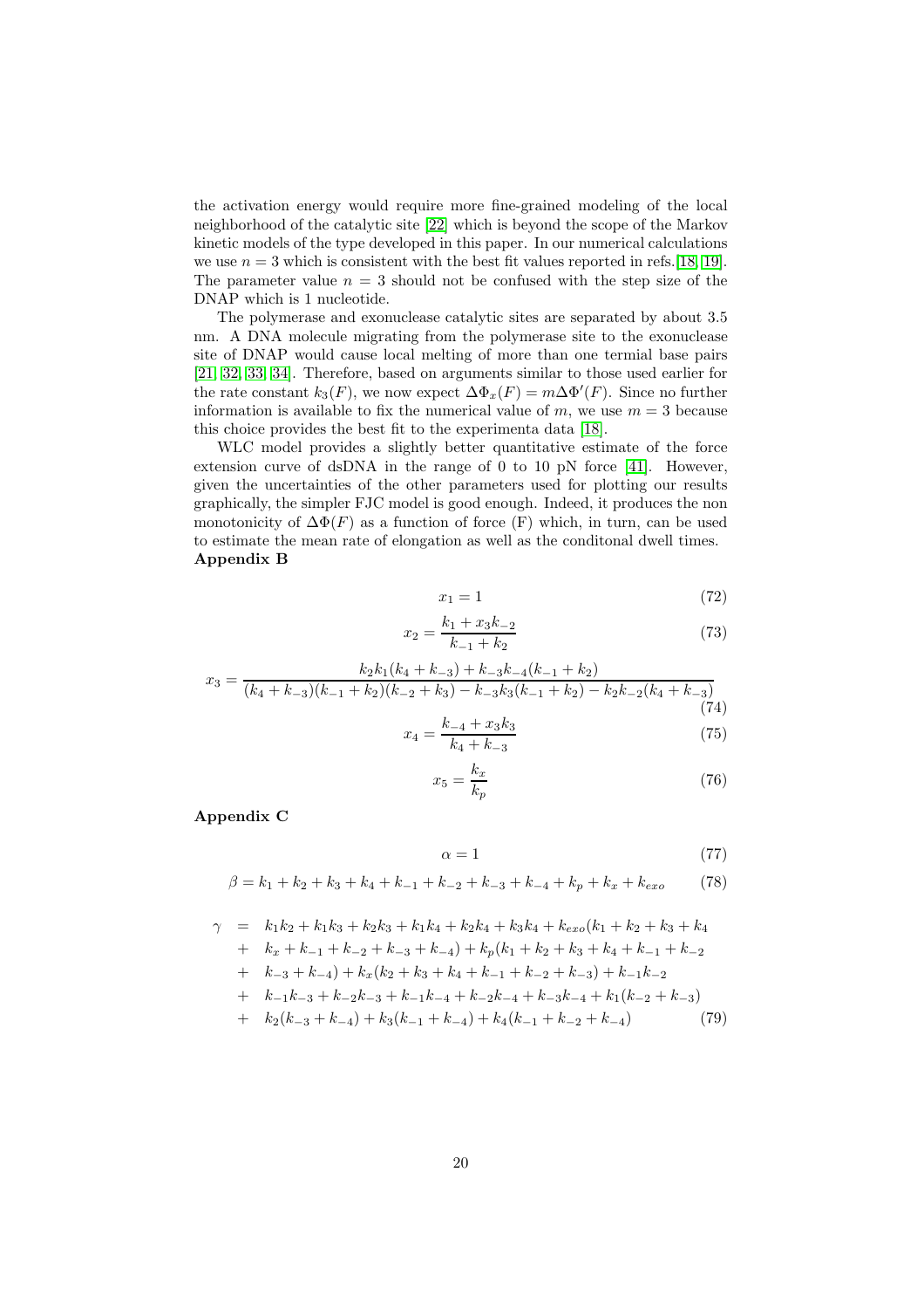the activation energy would require more fine-grained modeling of the local neighborhood of the catalytic site [22] which is beyond the scope of the Markov kinetic models of the type developed in this paper. In our numerical calculations we use $n = 3$ which is consistent with the best fit values reported in refs.[18, 19]. The parameter value $n = 3$ should not be confused with the step size of the DNAP which is 1 nucleotide.

The polymerase and exonuclease catalytic sites are separated by about 3.5 nm. A DNA molecule migrating from the polymerase site to the exonuclease site of DNAP would cause local melting of more than one termial base pairs [21, 32, 33, 34]. Therefore, based on arguments similar to those used earlier for the rate constant $k_3(F)$, we now expect $\Delta\Phi_x(F) = m\Delta\Phi'(F)$. Since no further information is available to fix the numerical value of $m$, we use $m = 3$ because this choice provides the best fit to the experimenta data [18].

WLC model provides a slightly better quantitative estimate of the force extension curve of dsDNA in the range of 0 to 10 pN force [41]. However, given the uncertainties of the other parameters used for plotting our results graphically, the simpler FJC model is good enough. Indeed, it produces the non monotonicity of $\Delta\Phi(F)$ as a function of force (F) which, in turn, can be used to estimate the mean rate of elongation as well as the conditonal dwell times.

**Appendix B**

$$x_1 = 1 \tag{72}$$

$$x_2 = \frac{k_1 + x_3 k_{-2}}{k_{-1} + k_2} \tag{73}$$

$$x_3 = \frac{k_2 k_1 (k_4 + k_{-3}) + k_{-3} k_{-4} (k_{-1} + k_2)}{(k_4 + k_{-3})(k_{-1} + k_2)(k_{-2} + k_3) - k_{-3} k_3 (k_{-1} + k_2) - k_2 k_{-2} (k_4 + k_{-3})} \tag{74}$$

$$x_4 = \frac{k_{-4} + x_3 k_3}{k_4 + k_{-3}} \tag{75}$$

$$x_5 = \frac{k_x}{k_p} \tag{76}$$

**Appendix C**

$$\alpha = 1 \tag{77}$$

$$\beta = k_1 + k_2 + k_3 + k_4 + k_{-1} + k_{-2} + k_{-3} + k_{-4} + k_p + k_x + k_{exo} \tag{78}$$

$$\begin{aligned}
\gamma \;=\;& k_1 k_2 + k_1 k_3 + k_2 k_3 + k_1 k_4 + k_2 k_4 + k_3 k_4 + k_{exo}(k_1 + k_2 + k_3 + k_4 \\
+\;& k_x + k_{-1} + k_{-2} + k_{-3} + k_{-4}) + k_p(k_1 + k_2 + k_3 + k_4 + k_{-1} + k_{-2} \\
+\;& k_{-3} + k_{-4}) + k_x(k_2 + k_3 + k_4 + k_{-1} + k_{-2} + k_{-3}) + k_{-1} k_{-2} \\
+\;& k_{-1} k_{-3} + k_{-2} k_{-3} + k_{-1} k_{-4} + k_{-2} k_{-4} + k_{-3} k_{-4} + k_1(k_{-2} + k_{-3}) \\
+\;& k_2(k_{-3} + k_{-4}) + k_3(k_{-1} + k_{-4}) + k_4(k_{-1} + k_{-2} + k_{-4})
\end{aligned} \tag{79}$$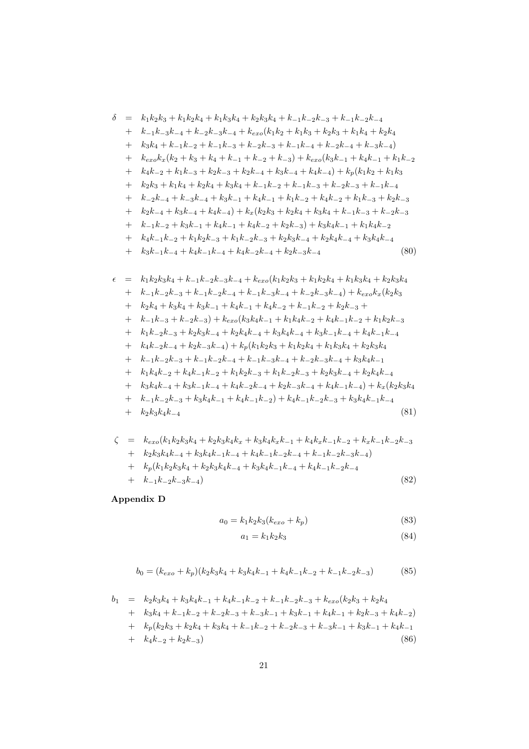$$
\begin{aligned}
\delta &= k_1k_2k_3 + k_1k_2k_4 + k_1k_3k_4 + k_2k_3k_4 + k_{-1}k_{-2}k_{-3} + k_{-1}k_{-2}k_{-4} \\
&+ k_{-1}k_{-3}k_{-4} + k_{-2}k_{-3}k_{-4} + k_{exo}(k_1k_2 + k_1k_3 + k_2k_3 + k_1k_4 + k_2k_4 \\
&+ k_3k_4 + k_{-1}k_{-2} + k_{-1}k_{-3} + k_{-2}k_{-3} + k_{-1}k_{-4} + k_{-2}k_{-4} + k_{-3}k_{-4}) \\
&+ k_{exo}k_x(k_2 + k_3 + k_4 + k_{-1} + k_{-2} + k_{-3}) + k_{exo}(k_3k_{-1} + k_4k_{-1} + k_1k_{-2} \\
&+ k_4k_{-2} + k_1k_{-3} + k_2k_{-3} + k_2k_{-4} + k_3k_{-4} + k_4k_{-4}) + k_p(k_1k_2 + k_1k_3 \\
&+ k_2k_3 + k_1k_4 + k_2k_4 + k_3k_4 + k_{-1}k_{-2} + k_{-1}k_{-3} + k_{-2}k_{-3} + k_{-1}k_{-4} \\
&+ k_{-2}k_{-4} + k_{-3}k_{-4} + k_3k_{-1} + k_4k_{-1} + k_1k_{-2} + k_4k_{-2} + k_1k_{-3} + k_2k_{-3} \\
&+ k_2k_{-4} + k_3k_{-4} + k_4k_{-4}) + k_x(k_2k_3 + k_2k_4 + k_3k_4 + k_{-1}k_{-3} + k_{-2}k_{-3} \\
&+ k_{-1}k_{-2} + k_3k_{-1} + k_4k_{-1} + k_4k_{-2} + k_2k_{-3}) + k_3k_4k_{-1} + k_1k_4k_{-2} \\
&+ k_4k_{-1}k_{-2} + k_1k_2k_{-3} + k_1k_{-2}k_{-3} + k_2k_3k_{-4} + k_2k_4k_{-4} + k_3k_4k_{-4} \\
&+ k_3k_{-1}k_{-4} + k_4k_{-1}k_{-4} + k_4k_{-2}k_{-4} + k_2k_{-3}k_{-4} \qquad (80)
\end{aligned}
$$

$$
\begin{aligned}
\epsilon &= k_1k_2k_3k_4 + k_{-1}k_{-2}k_{-3}k_{-4} + k_{exo}(k_1k_2k_3 + k_1k_2k_4 + k_1k_3k_4 + k_2k_3k_4 \\
&+ k_{-1}k_{-2}k_{-3} + k_{-1}k_{-2}k_{-4} + k_{-1}k_{-3}k_{-4} + k_{-2}k_{-3}k_{-4}) + k_{exo}k_x(k_2k_3 \\
&+ k_2k_4 + k_3k_4 + k_3k_{-1} + k_4k_{-1} + k_4k_{-2} + k_{-1}k_{-2} + k_2k_{-3} + \\
&+ k_{-1}k_{-3} + k_{-2}k_{-3}) + k_{exo}(k_3k_4k_{-1} + k_1k_4k_{-2} + k_4k_{-1}k_{-2} + k_1k_2k_{-3} \\
&+ k_1k_{-2}k_{-3} + k_2k_3k_{-4} + k_2k_4k_{-4} + k_3k_4k_{-4} + k_3k_{-1}k_{-4} + k_4k_{-1}k_{-4} \\
&+ k_4k_{-2}k_{-4} + k_2k_{-3}k_{-4}) + k_p(k_1k_2k_3 + k_1k_2k_4 + k_1k_3k_4 + k_2k_3k_4 \\
&+ k_{-1}k_{-2}k_{-3} + k_{-1}k_{-2}k_{-4} + k_{-1}k_{-3}k_{-4} + k_{-2}k_{-3}k_{-4} + k_3k_4k_{-1} \\
&+ k_1k_4k_{-2} + k_4k_{-1}k_{-2} + k_1k_2k_{-3} + k_1k_{-2}k_{-3} + k_2k_3k_{-4} + k_2k_4k_{-4} \\
&+ k_3k_4k_{-4} + k_3k_{-1}k_{-4} + k_4k_{-2}k_{-4} + k_2k_{-3}k_{-4} + k_4k_{-1}k_{-4}) + k_x(k_2k_3k_4 \\
&+ k_{-1}k_{-2}k_{-3} + k_3k_4k_{-1} + k_4k_{-1}k_{-2}) + k_4k_{-1}k_{-2}k_{-3} + k_3k_4k_{-1}k_{-4} \\
&+ k_2k_3k_4k_{-4} \qquad (81)
\end{aligned}
$$

$$
\begin{aligned}
\zeta &= k_{exo}(k_1k_2k_3k_4 + k_2k_3k_4k_x + k_3k_4k_xk_{-1} + k_4k_xk_{-1}k_{-2} + k_xk_{-1}k_{-2}k_{-3} \\
&+ k_2k_3k_4k_{-4} + k_3k_4k_{-1}k_{-4} + k_4k_{-1}k_{-2}k_{-4} + k_{-1}k_{-2}k_{-3}k_{-4}) \\
&+ k_p(k_1k_2k_3k_4 + k_2k_3k_4k_{-4} + k_3k_4k_{-1}k_{-4} + k_4k_{-1}k_{-2}k_{-4} \\
&+ k_{-1}k_{-2}k_{-3}k_{-4}) \qquad (82)
\end{aligned}
$$

**Appendix D**

$$a_0 = k_1k_2k_3(k_{exo} + k_p) \qquad (83)$$

$$a_1 = k_1k_2k_3 \qquad (84)$$

$$b_0 = (k_{exo} + k_p)(k_2k_3k_4 + k_3k_4k_{-1} + k_4k_{-1}k_{-2} + k_{-1}k_{-2}k_{-3}) \qquad (85)$$

$$
\begin{aligned}
b_1 &= k_2k_3k_4 + k_3k_4k_{-1} + k_4k_{-1}k_{-2} + k_{-1}k_{-2}k_{-3} + k_{exo}(k_2k_3 + k_2k_4 \\
&+ k_3k_4 + k_{-1}k_{-2} + k_{-2}k_{-3} + k_{-3}k_{-1} + k_3k_{-1} + k_4k_{-1} + k_2k_{-3} + k_4k_{-2}) \\
&+ k_p(k_2k_3 + k_2k_4 + k_3k_4 + k_{-1}k_{-2} + k_{-2}k_{-3} + k_{-3}k_{-1} + k_3k_{-1} + k_4k_{-1} \\
&+ k_4k_{-2} + k_2k_{-3}) \qquad (86)
\end{aligned}
$$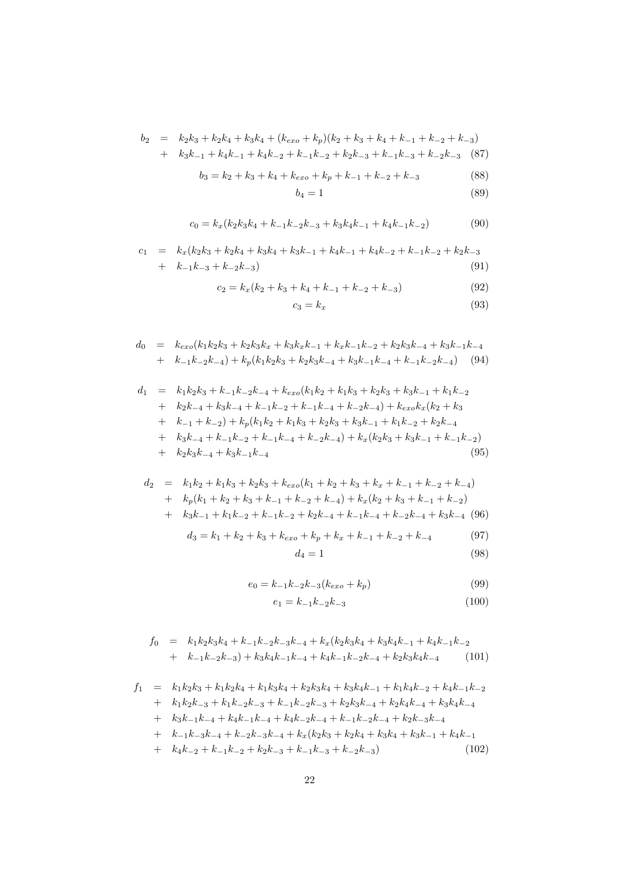$$
\begin{aligned}
b_2 &= k_2k_3 + k_2k_4 + k_3k_4 + (k_{exo} + k_p)(k_2 + k_3 + k_4 + k_{-1} + k_{-2} + k_{-3}) \\
&+ k_3k_{-1} + k_4k_{-1} + k_4k_{-2} + k_{-1}k_{-2} + k_2k_{-3} + k_{-1}k_{-3} + k_{-2}k_{-3} \quad (87)
\end{aligned}
$$

$$
b_3 = k_2 + k_3 + k_4 + k_{exo} + k_p + k_{-1} + k_{-2} + k_{-3} \quad (88)
$$

$$
b_4 = 1 \quad (89)
$$

$$
c_0 = k_x(k_2k_3k_4 + k_{-1}k_{-2}k_{-3} + k_3k_4k_{-1} + k_4k_{-1}k_{-2}) \quad (90)
$$

$$
\begin{aligned}
c_1 &= k_x(k_2k_3 + k_2k_4 + k_3k_4 + k_3k_{-1} + k_4k_{-1} + k_4k_{-2} + k_{-1}k_{-2} + k_2k_{-3} \\
&+ k_{-1}k_{-3} + k_{-2}k_{-3}) \quad (91)
\end{aligned}
$$

$$
c_2 = k_x(k_2 + k_3 + k_4 + k_{-1} + k_{-2} + k_{-3}) \quad (92)
$$

$$
c_3 = k_x \quad (93)
$$

$$
\begin{aligned}
d_0 &= k_{exo}(k_1k_2k_3 + k_2k_3k_x + k_3k_xk_{-1} + k_xk_{-1}k_{-2} + k_2k_3k_{-4} + k_3k_{-1}k_{-4} \\
&+ k_{-1}k_{-2}k_{-4}) + k_p(k_1k_2k_3 + k_2k_3k_{-4} + k_3k_{-1}k_{-4} + k_{-1}k_{-2}k_{-4}) \quad (94)
\end{aligned}
$$

$$
\begin{aligned}
d_1 &= k_1k_2k_3 + k_{-1}k_{-2}k_{-4} + k_{exo}(k_1k_2 + k_1k_3 + k_2k_3 + k_3k_{-1} + k_1k_{-2} \\
&+ k_2k_{-4} + k_3k_{-4} + k_{-1}k_{-2} + k_{-1}k_{-4} + k_{-2}k_{-4}) + k_{exo}k_x(k_2 + k_3 \\
&+ k_{-1} + k_{-2}) + k_p(k_1k_2 + k_1k_3 + k_2k_3 + k_3k_{-1} + k_1k_{-2} + k_2k_{-4} \\
&+ k_3k_{-4} + k_{-1}k_{-2} + k_{-1}k_{-4} + k_{-2}k_{-4}) + k_x(k_2k_3 + k_3k_{-1} + k_{-1}k_{-2}) \\
&+ k_2k_3k_{-4} + k_3k_{-1}k_{-4} \quad (95)
\end{aligned}
$$

$$
\begin{aligned}
d_2 &= k_1k_2 + k_1k_3 + k_2k_3 + k_{exo}(k_1 + k_2 + k_3 + k_x + k_{-1} + k_{-2} + k_{-4}) \\
&+ k_p(k_1 + k_2 + k_3 + k_{-1} + k_{-2} + k_{-4}) + k_x(k_2 + k_3 + k_{-1} + k_{-2}) \\
&+ k_3k_{-1} + k_1k_{-2} + k_{-1}k_{-2} + k_2k_{-4} + k_{-1}k_{-4} + k_{-2}k_{-4} + k_3k_{-4} \quad (96)
\end{aligned}
$$

$$
d_3 = k_1 + k_2 + k_3 + k_{exo} + k_p + k_x + k_{-1} + k_{-2} + k_{-4} \quad (97)
$$

$$
d_4 = 1 \quad (98)
$$

$$
e_0 = k_{-1}k_{-2}k_{-3}(k_{exo} + k_p) \quad (99)
$$

$$
e_1 = k_{-1}k_{-2}k_{-3} \quad (100)
$$

$$
\begin{aligned}
f_0 &= k_1k_2k_3k_4 + k_{-1}k_{-2}k_{-3}k_{-4} + k_x(k_2k_3k_4 + k_3k_4k_{-1} + k_4k_{-1}k_{-2} \\
&+ k_{-1}k_{-2}k_{-3}) + k_3k_4k_{-1}k_{-4} + k_4k_{-1}k_{-2}k_{-4} + k_2k_3k_4k_{-4} \quad (101)
\end{aligned}
$$

$$
\begin{aligned}
f_1 &= k_1k_2k_3 + k_1k_2k_4 + k_1k_3k_4 + k_2k_3k_4 + k_3k_4k_{-1} + k_1k_4k_{-2} + k_4k_{-1}k_{-2} \\
&+ k_1k_2k_{-3} + k_1k_{-2}k_{-3} + k_{-1}k_{-2}k_{-3} + k_2k_3k_{-4} + k_2k_4k_{-4} + k_3k_4k_{-4} \\
&+ k_3k_{-1}k_{-4} + k_4k_{-1}k_{-4} + k_4k_{-2}k_{-4} + k_{-1}k_{-2}k_{-4} + k_2k_{-3}k_{-4} \\
&+ k_{-1}k_{-3}k_{-4} + k_{-2}k_{-3}k_{-4} + k_x(k_2k_3 + k_2k_4 + k_3k_4 + k_3k_{-1} + k_4k_{-1} \\
&+ k_4k_{-2} + k_{-1}k_{-2} + k_2k_{-3} + k_{-1}k_{-3} + k_{-2}k_{-3}) \quad (102)
\end{aligned}
$$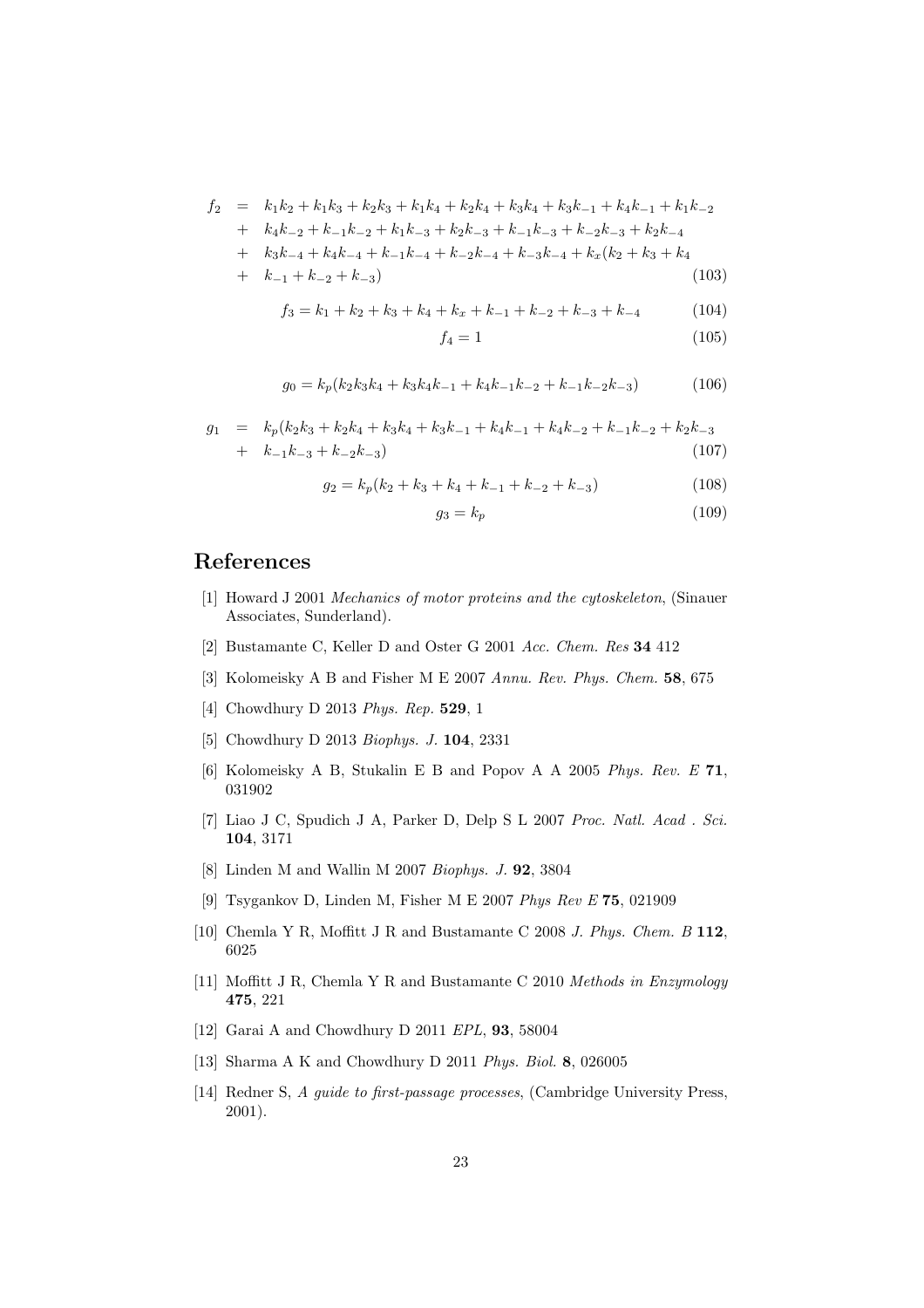$$
\begin{aligned}
f_2 &= k_1k_2 + k_1k_3 + k_2k_3 + k_1k_4 + k_2k_4 + k_3k_4 + k_3k_{-1} + k_4k_{-1} + k_1k_{-2} \\
&+ k_4k_{-2} + k_{-1}k_{-2} + k_1k_{-3} + k_2k_{-3} + k_{-1}k_{-3} + k_{-2}k_{-3} + k_2k_{-4} \\
&+ k_3k_{-4} + k_4k_{-4} + k_{-1}k_{-4} + k_{-2}k_{-4} + k_{-3}k_{-4} + k_x(k_2 + k_3 + k_4 \\
&+ k_{-1} + k_{-2} + k_{-3})
\end{aligned} \tag{103}
$$

$$
f_3 = k_1 + k_2 + k_3 + k_4 + k_x + k_{-1} + k_{-2} + k_{-3} + k_{-4} \tag{104}
$$

$$
f_4 = 1 \tag{105}
$$

$$
g_0 = k_p(k_2k_3k_4 + k_3k_4k_{-1} + k_4k_{-1}k_{-2} + k_{-1}k_{-2}k_{-3}) \tag{106}
$$

$$
\begin{aligned}
g_1 &= k_p(k_2k_3 + k_2k_4 + k_3k_4 + k_3k_{-1} + k_4k_{-1} + k_4k_{-2} + k_{-1}k_{-2} + k_2k_{-3} \\
&+ k_{-1}k_{-3} + k_{-2}k_{-3})
\end{aligned} \tag{107}
$$

$$
g_2 = k_p(k_2 + k_3 + k_4 + k_{-1} + k_{-2} + k_{-3}) \tag{108}
$$

$$
g_3 = k_p \tag{109}
$$

# References

[1] Howard J 2001 *Mechanics of motor proteins and the cytoskeleton*, (Sinauer Associates, Sunderland).

[2] Bustamante C, Keller D and Oster G 2001 *Acc. Chem. Res* **34** 412

[3] Kolomeisky A B and Fisher M E 2007 *Annu. Rev. Phys. Chem.* **58**, 675

[4] Chowdhury D 2013 *Phys. Rep.* **529**, 1

[5] Chowdhury D 2013 *Biophys. J.* **104**, 2331

[6] Kolomeisky A B, Stukalin E B and Popov A A 2005 *Phys. Rev. E* **71**, 031902

[7] Liao J C, Spudich J A, Parker D, Delp S L 2007 *Proc. Natl. Acad . Sci.* **104**, 3171

[8] Linden M and Wallin M 2007 *Biophys. J.* **92**, 3804

[9] Tsygankov D, Linden M, Fisher M E 2007 *Phys Rev E* **75**, 021909

[10] Chemla Y R, Moffitt J R and Bustamante C 2008 *J. Phys. Chem. B* **112**, 6025

[11] Moffitt J R, Chemla Y R and Bustamante C 2010 *Methods in Enzymology* **475**, 221

[12] Garai A and Chowdhury D 2011 *EPL*, **93**, 58004

[13] Sharma A K and Chowdhury D 2011 *Phys. Biol.* **8**, 026005

[14] Redner S, *A guide to first-passage processes*, (Cambridge University Press, 2001).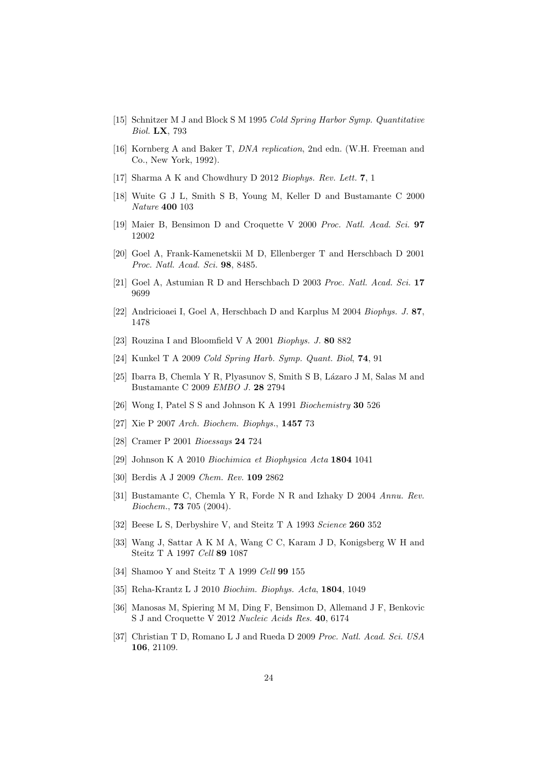[15] Schnitzer M J and Block S M 1995 *Cold Spring Harbor Symp. Quantitative Biol.* **LX**, 793

[16] Kornberg A and Baker T, *DNA replication*, 2nd edn. (W.H. Freeman and Co., New York, 1992).

[17] Sharma A K and Chowdhury D 2012 *Biophys. Rev. Lett.* **7**, 1

[18] Wuite G J L, Smith S B, Young M, Keller D and Bustamante C 2000 *Nature* **400** 103

[19] Maier B, Bensimon D and Croquette V 2000 *Proc. Natl. Acad. Sci.* **97** 12002

[20] Goel A, Frank-Kamenetskii M D, Ellenberger T and Herschbach D 2001 *Proc. Natl. Acad. Sci.* **98**, 8485.

[21] Goel A, Astumian R D and Herschbach D 2003 *Proc. Natl. Acad. Sci.* **17** 9699

[22] Andricioaei I, Goel A, Herschbach D and Karplus M 2004 *Biophys. J.* **87**, 1478

[23] Rouzina I and Bloomfield V A 2001 *Biophys. J.* **80** 882

[24] Kunkel T A 2009 *Cold Spring Harb. Symp. Quant. Biol*, **74**, 91

[25] Ibarra B, Chemla Y R, Plyasunov S, Smith S B, Lázaro J M, Salas M and Bustamante C 2009 *EMBO J.* **28** 2794

[26] Wong I, Patel S S and Johnson K A 1991 *Biochemistry* **30** 526

[27] Xie P 2007 *Arch. Biochem. Biophys.*, **1457** 73

[28] Cramer P 2001 *Bioessays* **24** 724

[29] Johnson K A 2010 *Biochimica et Biophysica Acta* **1804** 1041

[30] Berdis A J 2009 *Chem. Rev.* **109** 2862

[31] Bustamante C, Chemla Y R, Forde N R and Izhaky D 2004 *Annu. Rev. Biochem.*, **73** 705 (2004).

[32] Beese L S, Derbyshire V, and Steitz T A 1993 *Science* **260** 352

[33] Wang J, Sattar A K M A, Wang C C, Karam J D, Konigsberg W H and Steitz T A 1997 *Cell* **89** 1087

[34] Shamoo Y and Steitz T A 1999 *Cell* **99** 155

[35] Reha-Krantz L J 2010 *Biochim. Biophys. Acta*, **1804**, 1049

[36] Manosas M, Spiering M M, Ding F, Bensimon D, Allemand J F, Benkovic S J and Croquette V 2012 *Nucleic Acids Res.* **40**, 6174

[37] Christian T D, Romano L J and Rueda D 2009 *Proc. Natl. Acad. Sci. USA* **106**, 21109.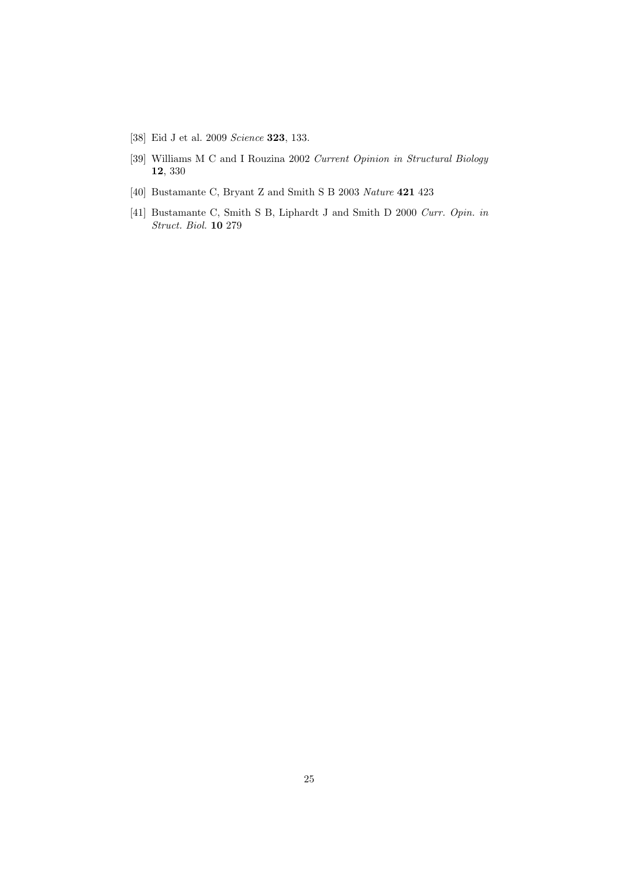[38] Eid J et al. 2009 *Science* **323**, 133.

[39] Williams M C and I Rouzina 2002 *Current Opinion in Structural Biology* **12**, 330

[40] Bustamante C, Bryant Z and Smith S B 2003 *Nature* **421** 423

[41] Bustamante C, Smith S B, Liphardt J and Smith D 2000 *Curr. Opin. in Struct. Biol.* **10** 279